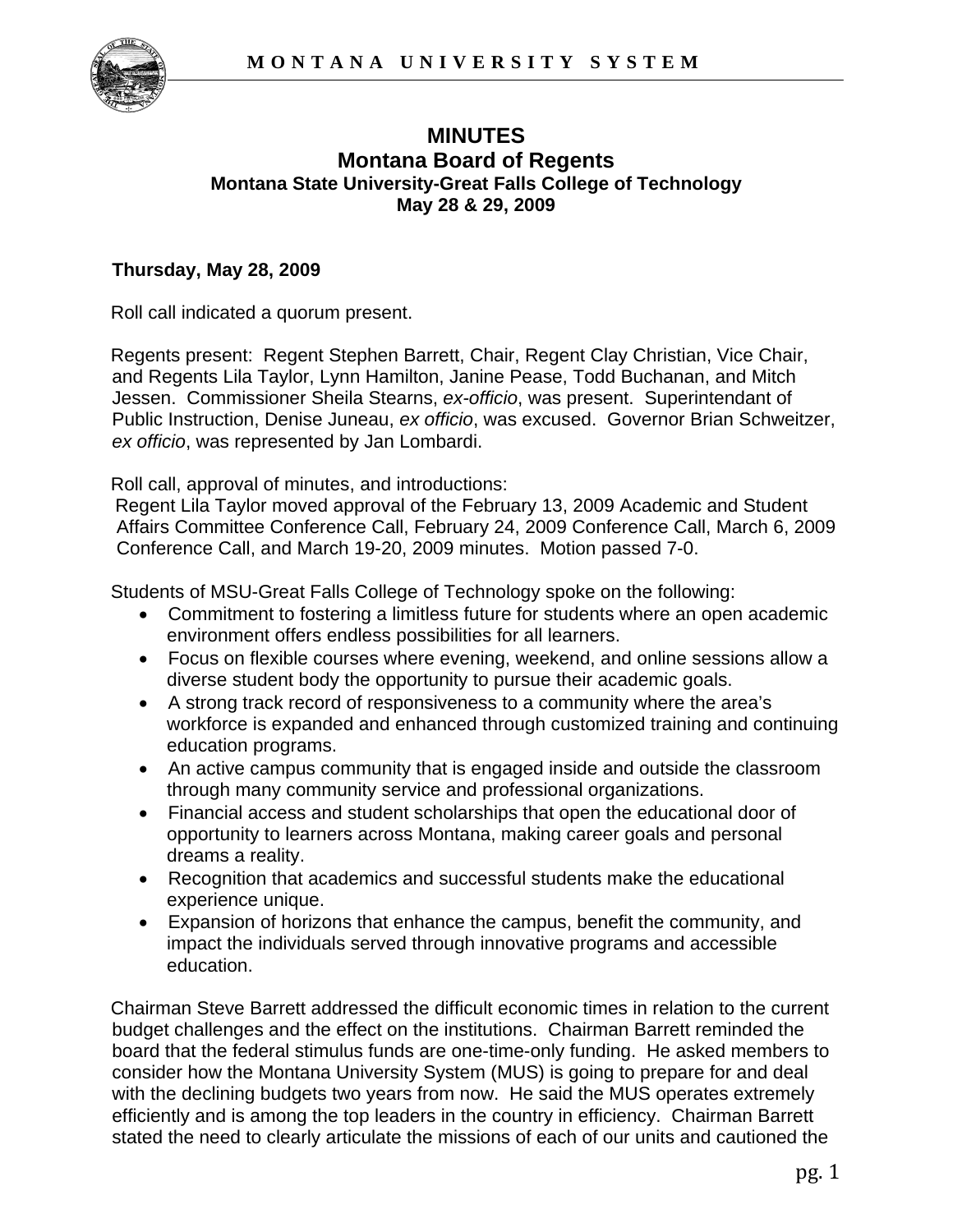# MINUTES
## Montana Board of Regents
### Montana State University-Great Falls College of Technology
### May 28 & 29, 2009

**Thursday, May 28, 2009**

Roll call indicated a quorum present.

Regents present: Regent Stephen Barrett, Chair, Regent Clay Christian, Vice Chair, and Regents Lila Taylor, Lynn Hamilton, Janine Pease, Todd Buchanan, and Mitch Jessen. Commissioner Sheila Stearns, *ex-officio*, was present. Superintendant of Public Instruction, Denise Juneau, *ex officio*, was excused. Governor Brian Schweitzer, *ex officio*, was represented by Jan Lombardi.

Roll call, approval of minutes, and introductions:
Regent Lila Taylor moved approval of the February 13, 2009 Academic and Student Affairs Committee Conference Call, February 24, 2009 Conference Call, March 6, 2009 Conference Call, and March 19-20, 2009 minutes. Motion passed 7-0.

Students of MSU-Great Falls College of Technology spoke on the following:

- Commitment to fostering a limitless future for students where an open academic environment offers endless possibilities for all learners.
- Focus on flexible courses where evening, weekend, and online sessions allow a diverse student body the opportunity to pursue their academic goals.
- A strong track record of responsiveness to a community where the area's workforce is expanded and enhanced through customized training and continuing education programs.
- An active campus community that is engaged inside and outside the classroom through many community service and professional organizations.
- Financial access and student scholarships that open the educational door of opportunity to learners across Montana, making career goals and personal dreams a reality.
- Recognition that academics and successful students make the educational experience unique.
- Expansion of horizons that enhance the campus, benefit the community, and impact the individuals served through innovative programs and accessible education.

Chairman Steve Barrett addressed the difficult economic times in relation to the current budget challenges and the effect on the institutions. Chairman Barrett reminded the board that the federal stimulus funds are one-time-only funding. He asked members to consider how the Montana University System (MUS) is going to prepare for and deal with the declining budgets two years from now. He said the MUS operates extremely efficiently and is among the top leaders in the country in efficiency. Chairman Barrett stated the need to clearly articulate the missions of each of our units and cautioned the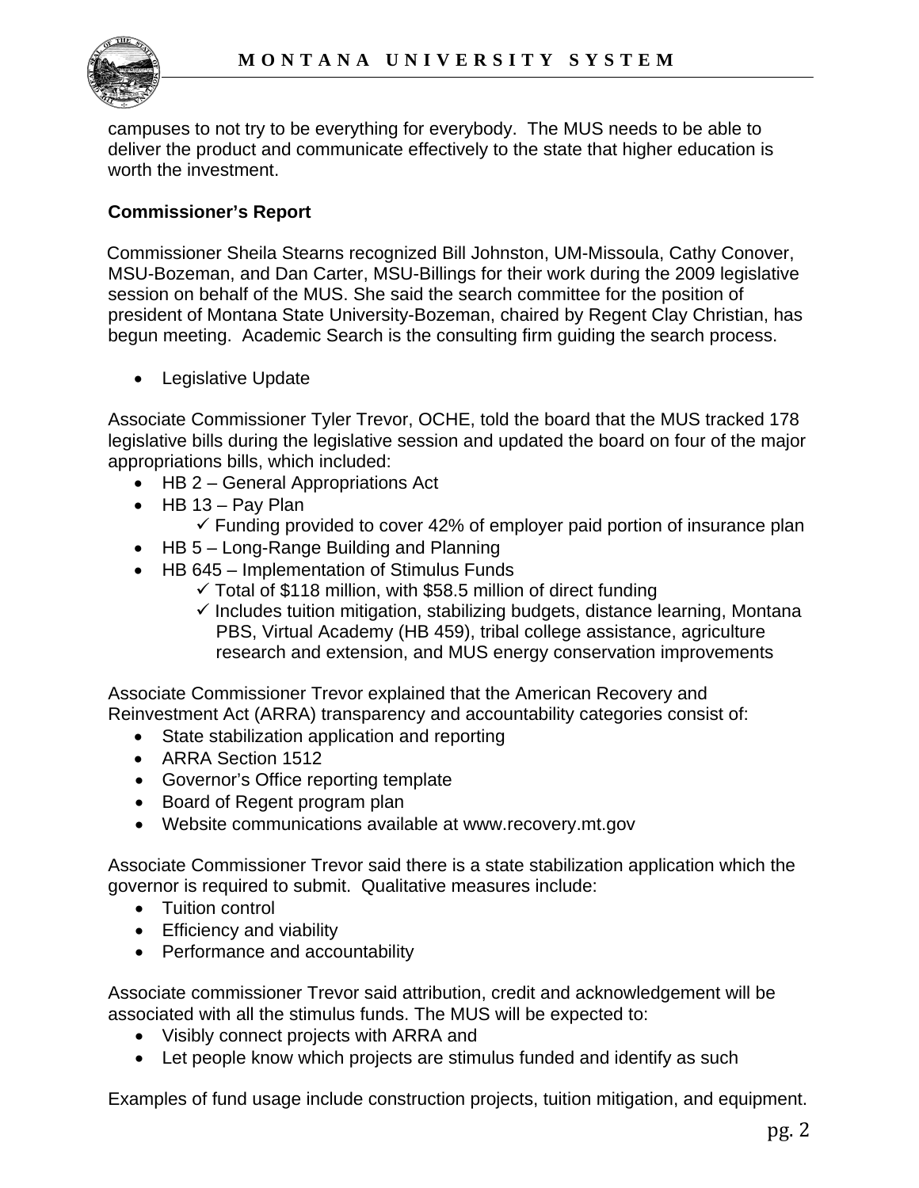campuses to not try to be everything for everybody. The MUS needs to be able to deliver the product and communicate effectively to the state that higher education is worth the investment.

**Commissioner's Report**

Commissioner Sheila Stearns recognized Bill Johnston, UM-Missoula, Cathy Conover, MSU-Bozeman, and Dan Carter, MSU-Billings for their work during the 2009 legislative session on behalf of the MUS. She said the search committee for the position of president of Montana State University-Bozeman, chaired by Regent Clay Christian, has begun meeting. Academic Search is the consulting firm guiding the search process.

- Legislative Update

Associate Commissioner Tyler Trevor, OCHE, told the board that the MUS tracked 178 legislative bills during the legislative session and updated the board on four of the major appropriations bills, which included:

- HB 2 – General Appropriations Act
- HB 13 – Pay Plan
  - ✓ Funding provided to cover 42% of employer paid portion of insurance plan
- HB 5 – Long-Range Building and Planning
- HB 645 – Implementation of Stimulus Funds
  - ✓ Total of $118 million, with $58.5 million of direct funding
  - ✓ Includes tuition mitigation, stabilizing budgets, distance learning, Montana PBS, Virtual Academy (HB 459), tribal college assistance, agriculture research and extension, and MUS energy conservation improvements

Associate Commissioner Trevor explained that the American Recovery and Reinvestment Act (ARRA) transparency and accountability categories consist of:

- State stabilization application and reporting
- ARRA Section 1512
- Governor's Office reporting template
- Board of Regent program plan
- Website communications available at www.recovery.mt.gov

Associate Commissioner Trevor said there is a state stabilization application which the governor is required to submit. Qualitative measures include:

- Tuition control
- Efficiency and viability
- Performance and accountability

Associate commissioner Trevor said attribution, credit and acknowledgement will be associated with all the stimulus funds. The MUS will be expected to:

- Visibly connect projects with ARRA and
- Let people know which projects are stimulus funded and identify as such

Examples of fund usage include construction projects, tuition mitigation, and equipment.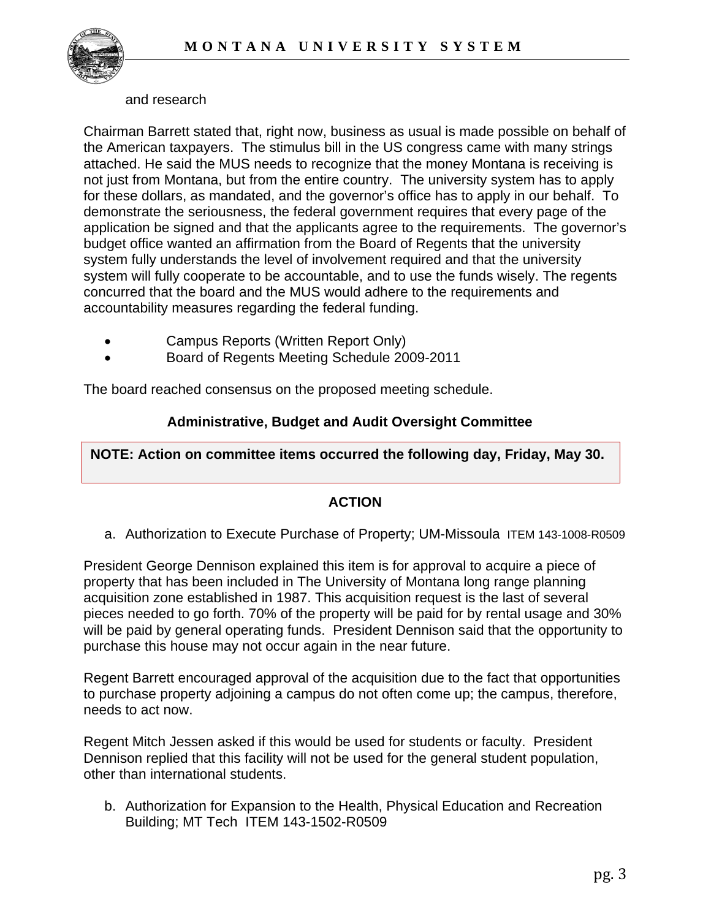and research

Chairman Barrett stated that, right now, business as usual is made possible on behalf of the American taxpayers. The stimulus bill in the US congress came with many strings attached. He said the MUS needs to recognize that the money Montana is receiving is not just from Montana, but from the entire country. The university system has to apply for these dollars, as mandated, and the governor's office has to apply in our behalf. To demonstrate the seriousness, the federal government requires that every page of the application be signed and that the applicants agree to the requirements. The governor's budget office wanted an affirmation from the Board of Regents that the university system fully understands the level of involvement required and that the university system will fully cooperate to be accountable, and to use the funds wisely. The regents concurred that the board and the MUS would adhere to the requirements and accountability measures regarding the federal funding.

- Campus Reports (Written Report Only)
- Board of Regents Meeting Schedule 2009-2011

The board reached consensus on the proposed meeting schedule.

### Administrative, Budget and Audit Oversight Committee

**NOTE: Action on committee items occurred the following day, Friday, May 30.**

#### ACTION

a. Authorization to Execute Purchase of Property; UM-Missoula ITEM 143-1008-R0509

President George Dennison explained this item is for approval to acquire a piece of property that has been included in The University of Montana long range planning acquisition zone established in 1987. This acquisition request is the last of several pieces needed to go forth. 70% of the property will be paid for by rental usage and 30% will be paid by general operating funds. President Dennison said that the opportunity to purchase this house may not occur again in the near future.

Regent Barrett encouraged approval of the acquisition due to the fact that opportunities to purchase property adjoining a campus do not often come up; the campus, therefore, needs to act now.

Regent Mitch Jessen asked if this would be used for students or faculty. President Dennison replied that this facility will not be used for the general student population, other than international students.

b. Authorization for Expansion to the Health, Physical Education and Recreation Building; MT Tech ITEM 143-1502-R0509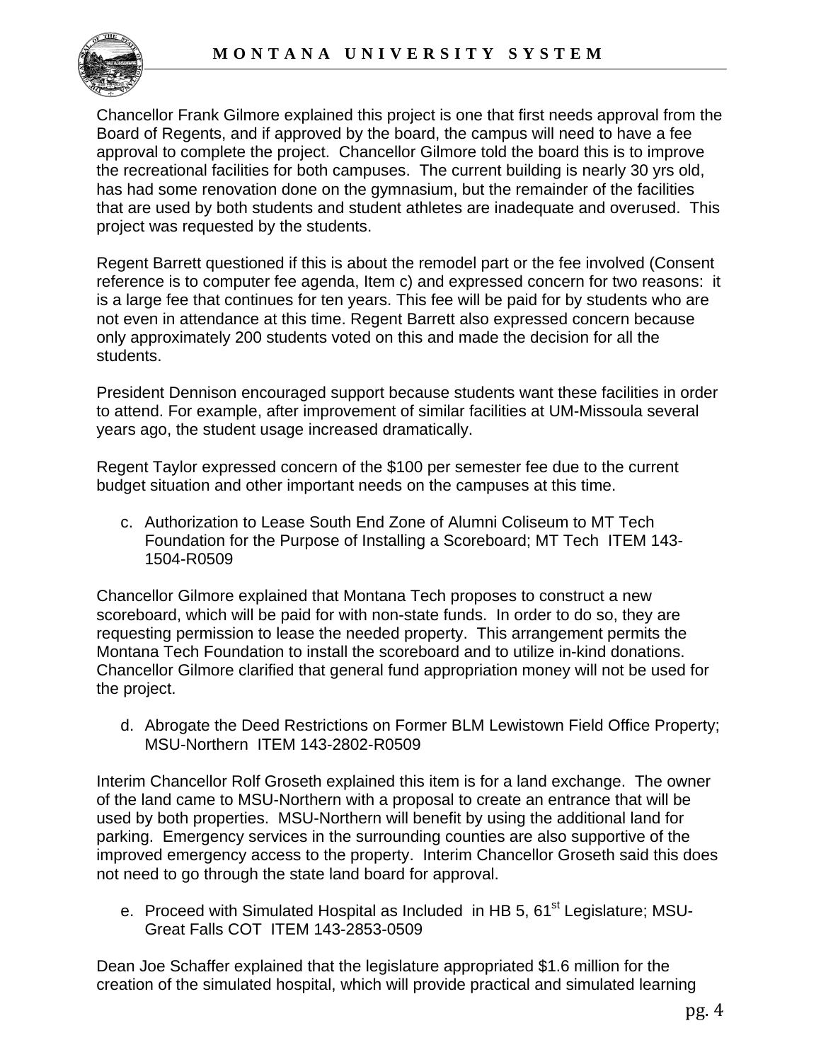Chancellor Frank Gilmore explained this project is one that first needs approval from the Board of Regents, and if approved by the board, the campus will need to have a fee approval to complete the project. Chancellor Gilmore told the board this is to improve the recreational facilities for both campuses. The current building is nearly 30 yrs old, has had some renovation done on the gymnasium, but the remainder of the facilities that are used by both students and student athletes are inadequate and overused. This project was requested by the students.

Regent Barrett questioned if this is about the remodel part or the fee involved (Consent reference is to computer fee agenda, Item c) and expressed concern for two reasons: it is a large fee that continues for ten years. This fee will be paid for by students who are not even in attendance at this time. Regent Barrett also expressed concern because only approximately 200 students voted on this and made the decision for all the students.

President Dennison encouraged support because students want these facilities in order to attend. For example, after improvement of similar facilities at UM-Missoula several years ago, the student usage increased dramatically.

Regent Taylor expressed concern of the $100 per semester fee due to the current budget situation and other important needs on the campuses at this time.

c. Authorization to Lease South End Zone of Alumni Coliseum to MT Tech Foundation for the Purpose of Installing a Scoreboard; MT Tech ITEM 143-1504-R0509

Chancellor Gilmore explained that Montana Tech proposes to construct a new scoreboard, which will be paid for with non-state funds. In order to do so, they are requesting permission to lease the needed property. This arrangement permits the Montana Tech Foundation to install the scoreboard and to utilize in-kind donations. Chancellor Gilmore clarified that general fund appropriation money will not be used for the project.

d. Abrogate the Deed Restrictions on Former BLM Lewistown Field Office Property; MSU-Northern ITEM 143-2802-R0509

Interim Chancellor Rolf Groseth explained this item is for a land exchange. The owner of the land came to MSU-Northern with a proposal to create an entrance that will be used by both properties. MSU-Northern will benefit by using the additional land for parking. Emergency services in the surrounding counties are also supportive of the improved emergency access to the property. Interim Chancellor Groseth said this does not need to go through the state land board for approval.

e. Proceed with Simulated Hospital as Included in HB 5, 61st Legislature; MSU-Great Falls COT ITEM 143-2853-0509

Dean Joe Schaffer explained that the legislature appropriated $1.6 million for the creation of the simulated hospital, which will provide practical and simulated learning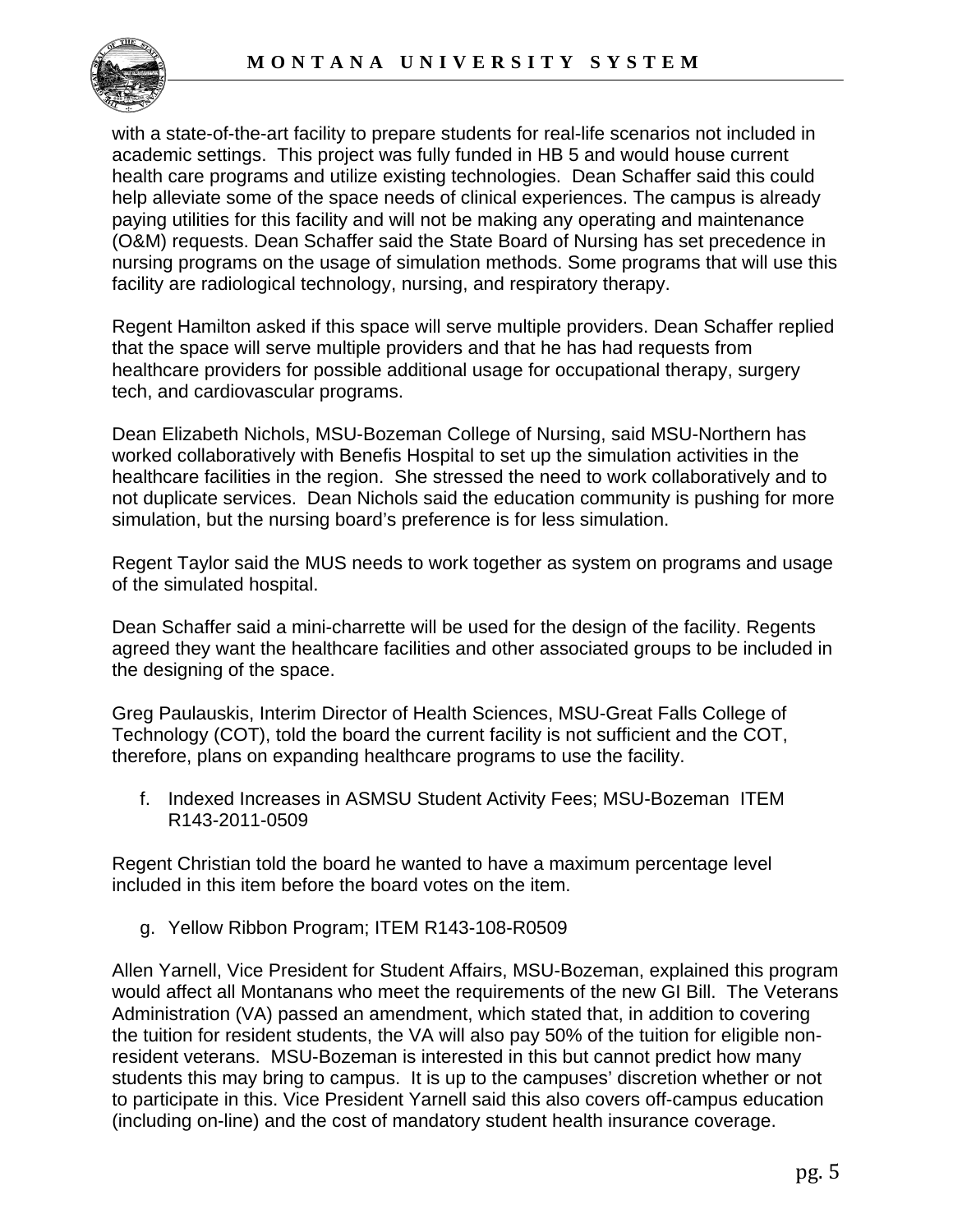with a state-of-the-art facility to prepare students for real-life scenarios not included in academic settings. This project was fully funded in HB 5 and would house current health care programs and utilize existing technologies. Dean Schaffer said this could help alleviate some of the space needs of clinical experiences. The campus is already paying utilities for this facility and will not be making any operating and maintenance (O&M) requests. Dean Schaffer said the State Board of Nursing has set precedence in nursing programs on the usage of simulation methods. Some programs that will use this facility are radiological technology, nursing, and respiratory therapy.

Regent Hamilton asked if this space will serve multiple providers. Dean Schaffer replied that the space will serve multiple providers and that he has had requests from healthcare providers for possible additional usage for occupational therapy, surgery tech, and cardiovascular programs.

Dean Elizabeth Nichols, MSU-Bozeman College of Nursing, said MSU-Northern has worked collaboratively with Benefis Hospital to set up the simulation activities in the healthcare facilities in the region. She stressed the need to work collaboratively and to not duplicate services. Dean Nichols said the education community is pushing for more simulation, but the nursing board's preference is for less simulation.

Regent Taylor said the MUS needs to work together as system on programs and usage of the simulated hospital.

Dean Schaffer said a mini-charrette will be used for the design of the facility. Regents agreed they want the healthcare facilities and other associated groups to be included in the designing of the space.

Greg Paulauskis, Interim Director of Health Sciences, MSU-Great Falls College of Technology (COT), told the board the current facility is not sufficient and the COT, therefore, plans on expanding healthcare programs to use the facility.

f. Indexed Increases in ASMSU Student Activity Fees; MSU-Bozeman ITEM R143-2011-0509

Regent Christian told the board he wanted to have a maximum percentage level included in this item before the board votes on the item.

g. Yellow Ribbon Program; ITEM R143-108-R0509

Allen Yarnell, Vice President for Student Affairs, MSU-Bozeman, explained this program would affect all Montanans who meet the requirements of the new GI Bill. The Veterans Administration (VA) passed an amendment, which stated that, in addition to covering the tuition for resident students, the VA will also pay 50% of the tuition for eligible non-resident veterans. MSU-Bozeman is interested in this but cannot predict how many students this may bring to campus. It is up to the campuses' discretion whether or not to participate in this. Vice President Yarnell said this also covers off-campus education (including on-line) and the cost of mandatory student health insurance coverage.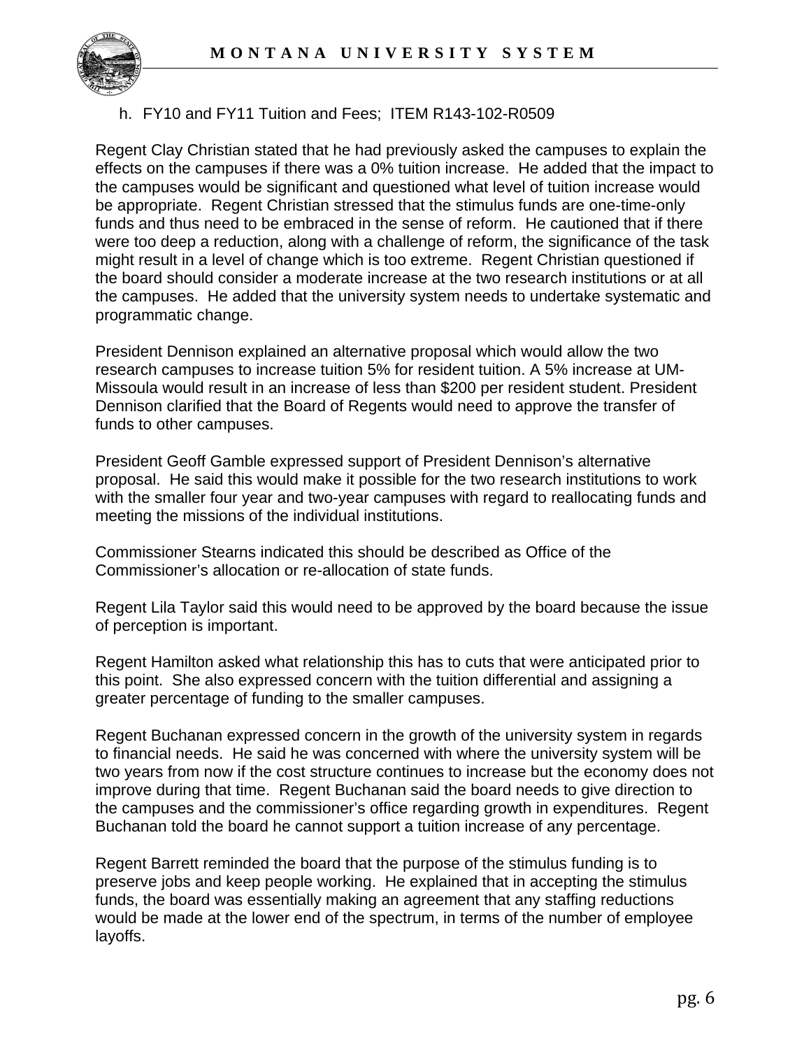h. FY10 and FY11 Tuition and Fees; ITEM R143-102-R0509

Regent Clay Christian stated that he had previously asked the campuses to explain the effects on the campuses if there was a 0% tuition increase. He added that the impact to the campuses would be significant and questioned what level of tuition increase would be appropriate. Regent Christian stressed that the stimulus funds are one-time-only funds and thus need to be embraced in the sense of reform. He cautioned that if there were too deep a reduction, along with a challenge of reform, the significance of the task might result in a level of change which is too extreme. Regent Christian questioned if the board should consider a moderate increase at the two research institutions or at all the campuses. He added that the university system needs to undertake systematic and programmatic change.

President Dennison explained an alternative proposal which would allow the two research campuses to increase tuition 5% for resident tuition. A 5% increase at UM-Missoula would result in an increase of less than $200 per resident student. President Dennison clarified that the Board of Regents would need to approve the transfer of funds to other campuses.

President Geoff Gamble expressed support of President Dennison's alternative proposal. He said this would make it possible for the two research institutions to work with the smaller four year and two-year campuses with regard to reallocating funds and meeting the missions of the individual institutions.

Commissioner Stearns indicated this should be described as Office of the Commissioner's allocation or re-allocation of state funds.

Regent Lila Taylor said this would need to be approved by the board because the issue of perception is important.

Regent Hamilton asked what relationship this has to cuts that were anticipated prior to this point. She also expressed concern with the tuition differential and assigning a greater percentage of funding to the smaller campuses.

Regent Buchanan expressed concern in the growth of the university system in regards to financial needs. He said he was concerned with where the university system will be two years from now if the cost structure continues to increase but the economy does not improve during that time. Regent Buchanan said the board needs to give direction to the campuses and the commissioner's office regarding growth in expenditures. Regent Buchanan told the board he cannot support a tuition increase of any percentage.

Regent Barrett reminded the board that the purpose of the stimulus funding is to preserve jobs and keep people working. He explained that in accepting the stimulus funds, the board was essentially making an agreement that any staffing reductions would be made at the lower end of the spectrum, in terms of the number of employee layoffs.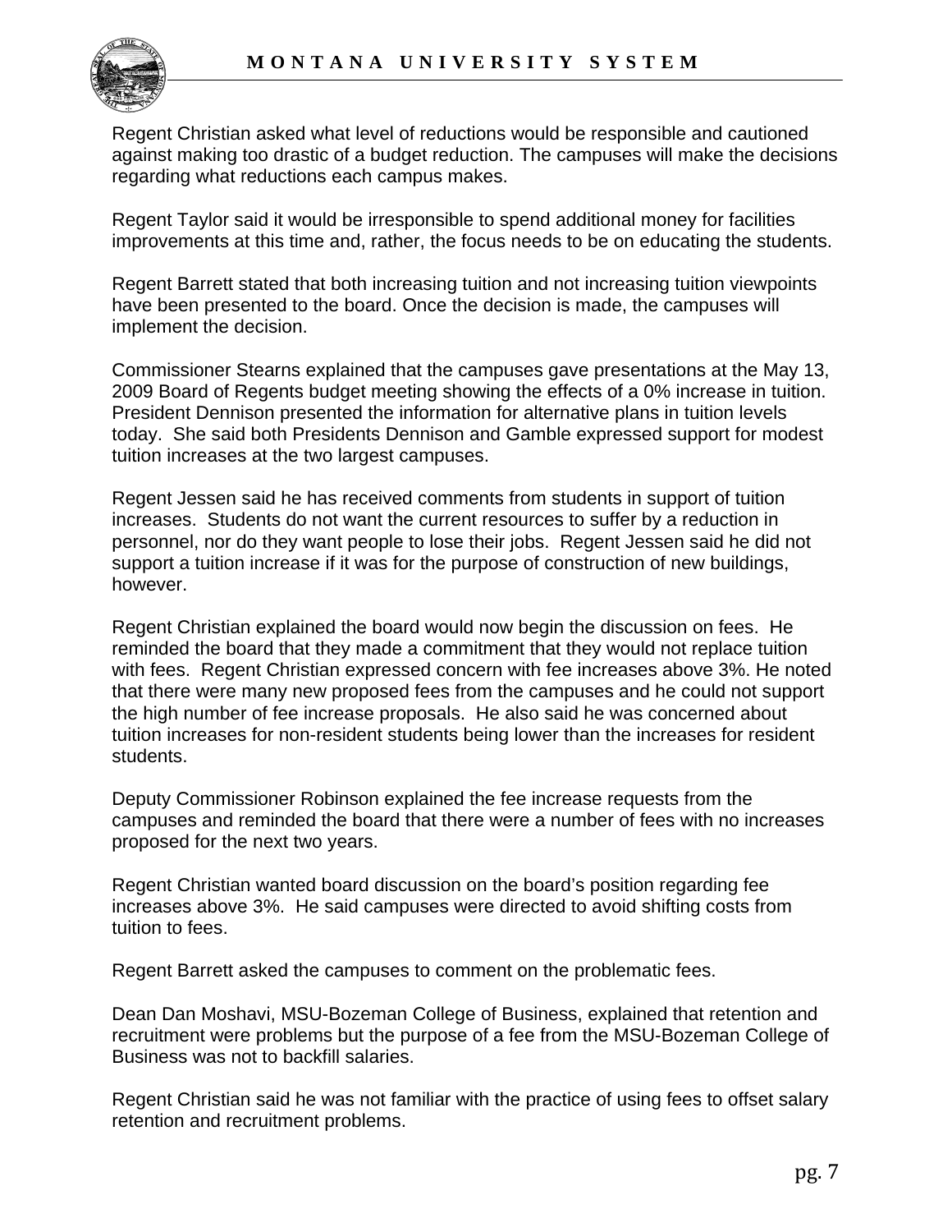Regent Christian asked what level of reductions would be responsible and cautioned against making too drastic of a budget reduction. The campuses will make the decisions regarding what reductions each campus makes.

Regent Taylor said it would be irresponsible to spend additional money for facilities improvements at this time and, rather, the focus needs to be on educating the students.

Regent Barrett stated that both increasing tuition and not increasing tuition viewpoints have been presented to the board. Once the decision is made, the campuses will implement the decision.

Commissioner Stearns explained that the campuses gave presentations at the May 13, 2009 Board of Regents budget meeting showing the effects of a 0% increase in tuition. President Dennison presented the information for alternative plans in tuition levels today. She said both Presidents Dennison and Gamble expressed support for modest tuition increases at the two largest campuses.

Regent Jessen said he has received comments from students in support of tuition increases. Students do not want the current resources to suffer by a reduction in personnel, nor do they want people to lose their jobs. Regent Jessen said he did not support a tuition increase if it was for the purpose of construction of new buildings, however.

Regent Christian explained the board would now begin the discussion on fees. He reminded the board that they made a commitment that they would not replace tuition with fees. Regent Christian expressed concern with fee increases above 3%. He noted that there were many new proposed fees from the campuses and he could not support the high number of fee increase proposals. He also said he was concerned about tuition increases for non-resident students being lower than the increases for resident students.

Deputy Commissioner Robinson explained the fee increase requests from the campuses and reminded the board that there were a number of fees with no increases proposed for the next two years.

Regent Christian wanted board discussion on the board's position regarding fee increases above 3%. He said campuses were directed to avoid shifting costs from tuition to fees.

Regent Barrett asked the campuses to comment on the problematic fees.

Dean Dan Moshavi, MSU-Bozeman College of Business, explained that retention and recruitment were problems but the purpose of a fee from the MSU-Bozeman College of Business was not to backfill salaries.

Regent Christian said he was not familiar with the practice of using fees to offset salary retention and recruitment problems.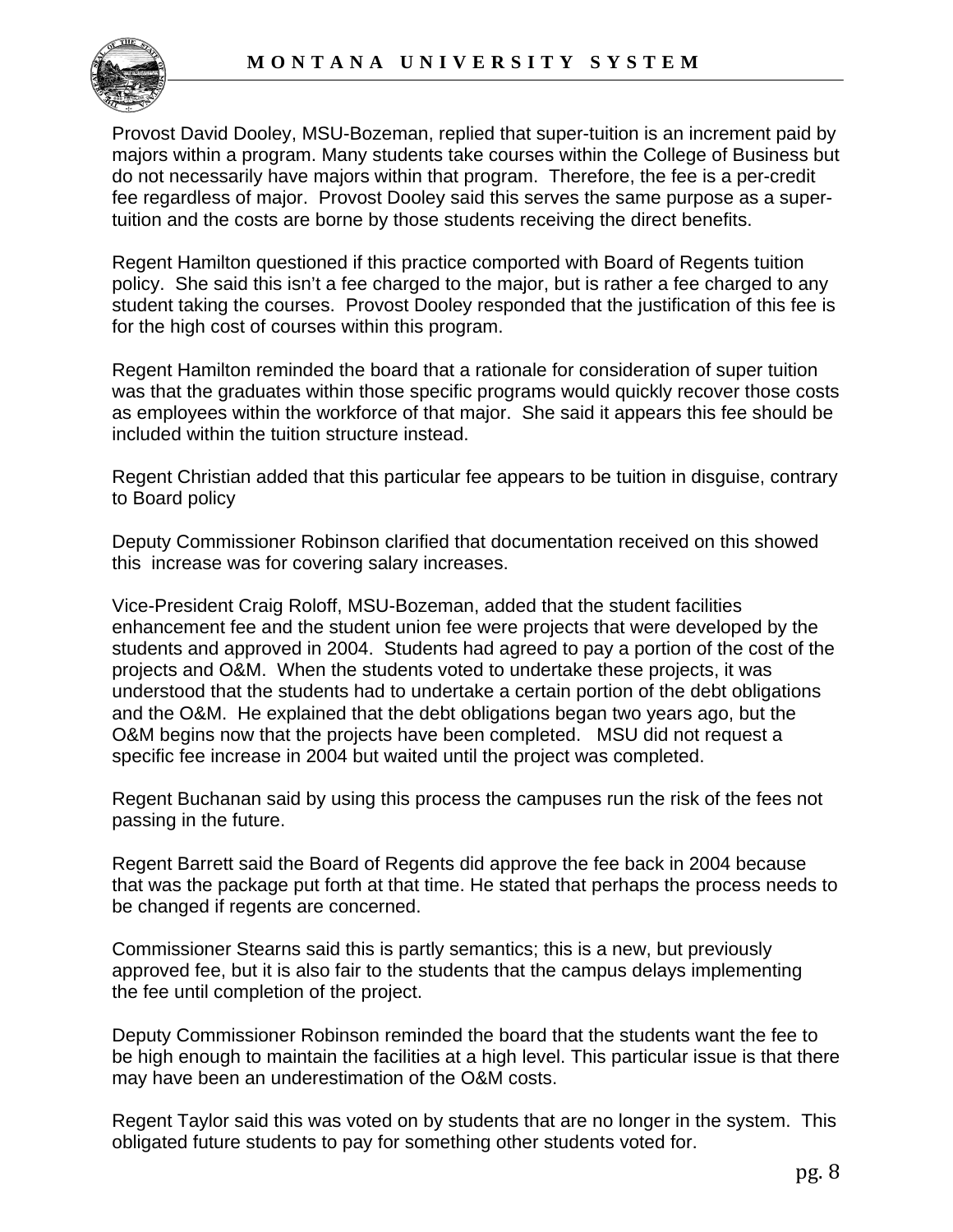Provost David Dooley, MSU-Bozeman, replied that super-tuition is an increment paid by majors within a program. Many students take courses within the College of Business but do not necessarily have majors within that program. Therefore, the fee is a per-credit fee regardless of major. Provost Dooley said this serves the same purpose as a super-tuition and the costs are borne by those students receiving the direct benefits.

Regent Hamilton questioned if this practice comported with Board of Regents tuition policy. She said this isn't a fee charged to the major, but is rather a fee charged to any student taking the courses. Provost Dooley responded that the justification of this fee is for the high cost of courses within this program.

Regent Hamilton reminded the board that a rationale for consideration of super tuition was that the graduates within those specific programs would quickly recover those costs as employees within the workforce of that major. She said it appears this fee should be included within the tuition structure instead.

Regent Christian added that this particular fee appears to be tuition in disguise, contrary to Board policy

Deputy Commissioner Robinson clarified that documentation received on this showed this increase was for covering salary increases.

Vice-President Craig Roloff, MSU-Bozeman, added that the student facilities enhancement fee and the student union fee were projects that were developed by the students and approved in 2004. Students had agreed to pay a portion of the cost of the projects and O&M. When the students voted to undertake these projects, it was understood that the students had to undertake a certain portion of the debt obligations and the O&M. He explained that the debt obligations began two years ago, but the O&M begins now that the projects have been completed. MSU did not request a specific fee increase in 2004 but waited until the project was completed.

Regent Buchanan said by using this process the campuses run the risk of the fees not passing in the future.

Regent Barrett said the Board of Regents did approve the fee back in 2004 because that was the package put forth at that time. He stated that perhaps the process needs to be changed if regents are concerned.

Commissioner Stearns said this is partly semantics; this is a new, but previously approved fee, but it is also fair to the students that the campus delays implementing the fee until completion of the project.

Deputy Commissioner Robinson reminded the board that the students want the fee to be high enough to maintain the facilities at a high level. This particular issue is that there may have been an underestimation of the O&M costs.

Regent Taylor said this was voted on by students that are no longer in the system. This obligated future students to pay for something other students voted for.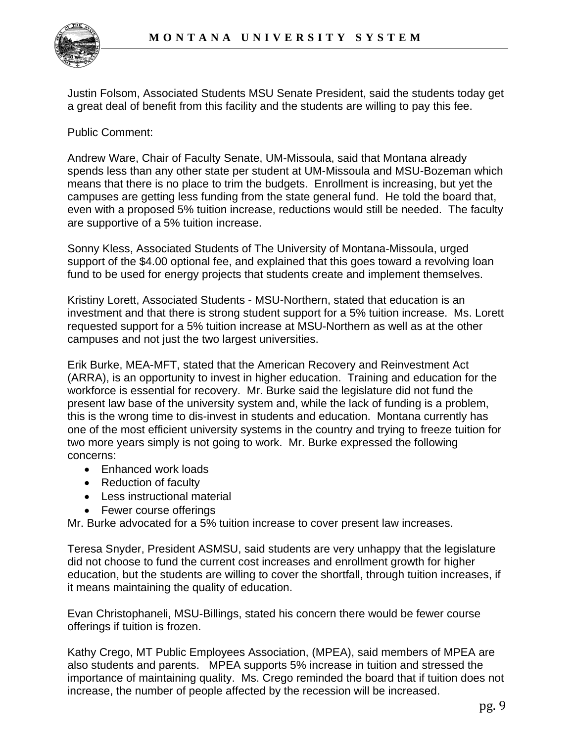Justin Folsom, Associated Students MSU Senate President, said the students today get a great deal of benefit from this facility and the students are willing to pay this fee.

Public Comment:

Andrew Ware, Chair of Faculty Senate, UM-Missoula, said that Montana already spends less than any other state per student at UM-Missoula and MSU-Bozeman which means that there is no place to trim the budgets. Enrollment is increasing, but yet the campuses are getting less funding from the state general fund. He told the board that, even with a proposed 5% tuition increase, reductions would still be needed. The faculty are supportive of a 5% tuition increase.

Sonny Kless, Associated Students of The University of Montana-Missoula, urged support of the $4.00 optional fee, and explained that this goes toward a revolving loan fund to be used for energy projects that students create and implement themselves.

Kristiny Lorett, Associated Students - MSU-Northern, stated that education is an investment and that there is strong student support for a 5% tuition increase. Ms. Lorett requested support for a 5% tuition increase at MSU-Northern as well as at the other campuses and not just the two largest universities.

Erik Burke, MEA-MFT, stated that the American Recovery and Reinvestment Act (ARRA), is an opportunity to invest in higher education. Training and education for the workforce is essential for recovery. Mr. Burke said the legislature did not fund the present law base of the university system and, while the lack of funding is a problem, this is the wrong time to dis-invest in students and education. Montana currently has one of the most efficient university systems in the country and trying to freeze tuition for two more years simply is not going to work. Mr. Burke expressed the following concerns:

- Enhanced work loads
- Reduction of faculty
- Less instructional material
- Fewer course offerings

Mr. Burke advocated for a 5% tuition increase to cover present law increases.

Teresa Snyder, President ASMSU, said students are very unhappy that the legislature did not choose to fund the current cost increases and enrollment growth for higher education, but the students are willing to cover the shortfall, through tuition increases, if it means maintaining the quality of education.

Evan Christophaneli, MSU-Billings, stated his concern there would be fewer course offerings if tuition is frozen.

Kathy Crego, MT Public Employees Association, (MPEA), said members of MPEA are also students and parents. MPEA supports 5% increase in tuition and stressed the importance of maintaining quality. Ms. Crego reminded the board that if tuition does not increase, the number of people affected by the recession will be increased.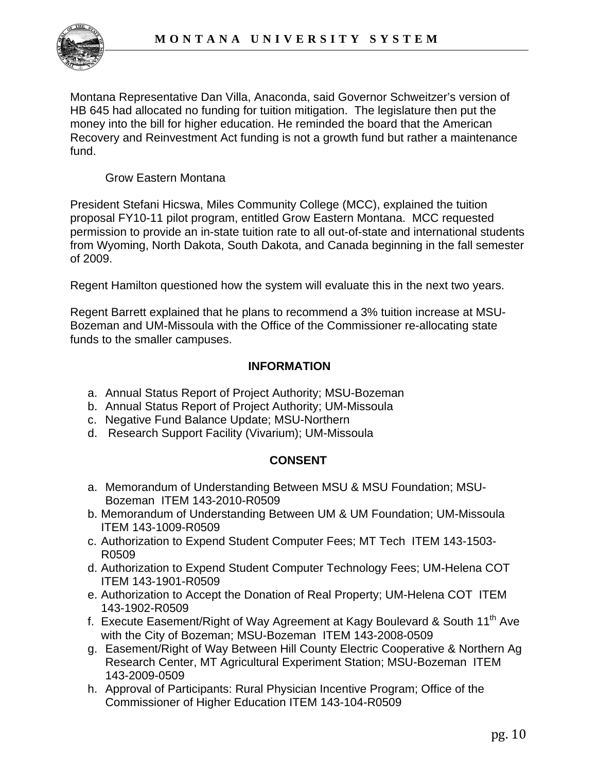Montana Representative Dan Villa, Anaconda, said Governor Schweitzer's version of HB 645 had allocated no funding for tuition mitigation. The legislature then put the money into the bill for higher education. He reminded the board that the American Recovery and Reinvestment Act funding is not a growth fund but rather a maintenance fund.

Grow Eastern Montana

President Stefani Hicswa, Miles Community College (MCC), explained the tuition proposal FY10-11 pilot program, entitled Grow Eastern Montana. MCC requested permission to provide an in-state tuition rate to all out-of-state and international students from Wyoming, North Dakota, South Dakota, and Canada beginning in the fall semester of 2009.

Regent Hamilton questioned how the system will evaluate this in the next two years.

Regent Barrett explained that he plans to recommend a 3% tuition increase at MSU-Bozeman and UM-Missoula with the Office of the Commissioner re-allocating state funds to the smaller campuses.

**INFORMATION**

a. Annual Status Report of Project Authority; MSU-Bozeman
b. Annual Status Report of Project Authority; UM-Missoula
c. Negative Fund Balance Update; MSU-Northern
d. Research Support Facility (Vivarium); UM-Missoula

**CONSENT**

a. Memorandum of Understanding Between MSU & MSU Foundation; MSU-Bozeman ITEM 143-2010-R0509
b. Memorandum of Understanding Between UM & UM Foundation; UM-Missoula ITEM 143-1009-R0509
c. Authorization to Expend Student Computer Fees; MT Tech ITEM 143-1503-R0509
d. Authorization to Expend Student Computer Technology Fees; UM-Helena COT ITEM 143-1901-R0509
e. Authorization to Accept the Donation of Real Property; UM-Helena COT ITEM 143-1902-R0509
f. Execute Easement/Right of Way Agreement at Kagy Boulevard & South 11th Ave with the City of Bozeman; MSU-Bozeman ITEM 143-2008-0509
g. Easement/Right of Way Between Hill County Electric Cooperative & Northern Ag Research Center, MT Agricultural Experiment Station; MSU-Bozeman ITEM 143-2009-0509
h. Approval of Participants: Rural Physician Incentive Program; Office of the Commissioner of Higher Education ITEM 143-104-R0509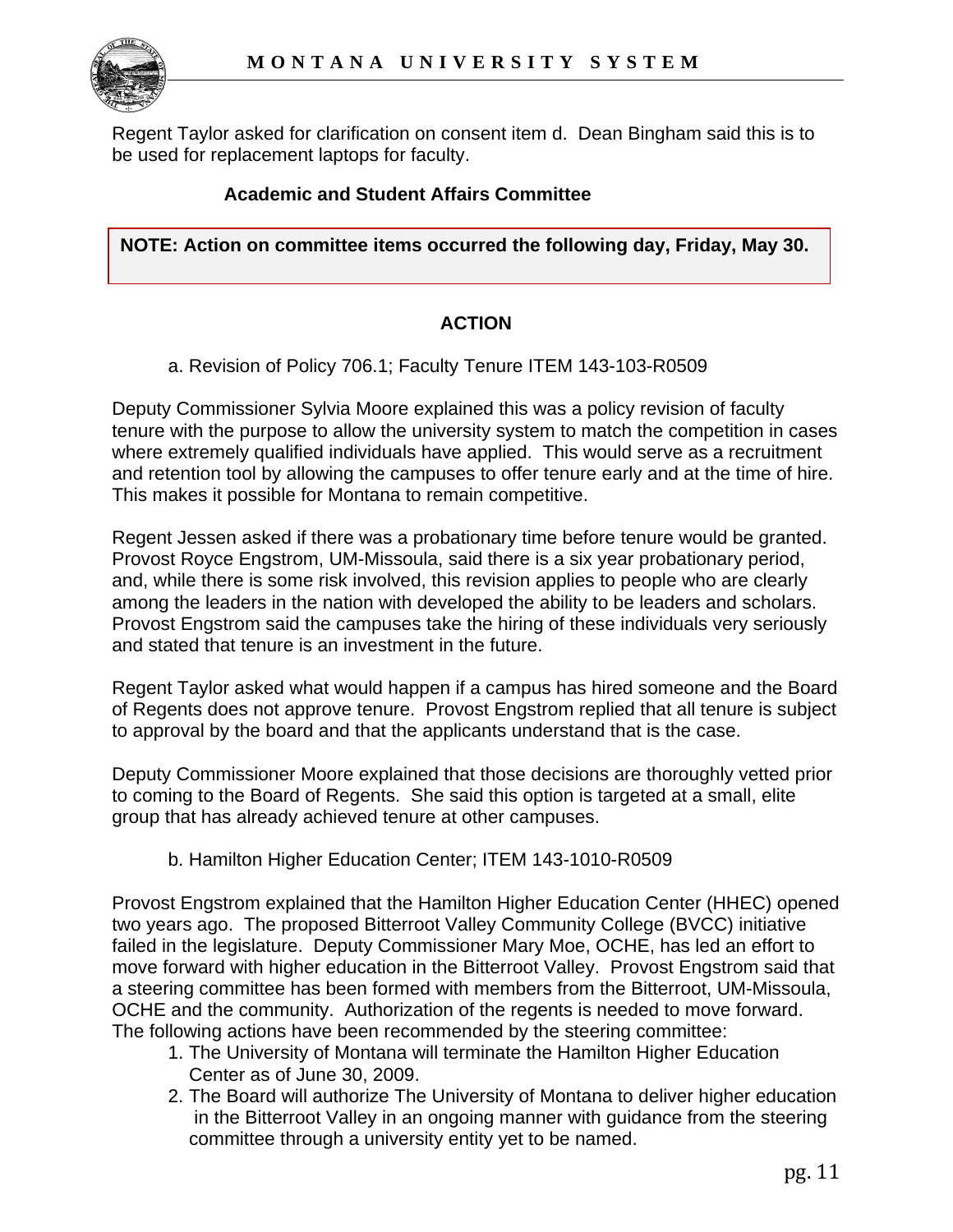Regent Taylor asked for clarification on consent item d. Dean Bingham said this is to be used for replacement laptops for faculty.

### Academic and Student Affairs Committee

**NOTE: Action on committee items occurred the following day, Friday, May 30.**

### ACTION

a. Revision of Policy 706.1; Faculty Tenure ITEM 143-103-R0509

Deputy Commissioner Sylvia Moore explained this was a policy revision of faculty tenure with the purpose to allow the university system to match the competition in cases where extremely qualified individuals have applied. This would serve as a recruitment and retention tool by allowing the campuses to offer tenure early and at the time of hire. This makes it possible for Montana to remain competitive.

Regent Jessen asked if there was a probationary time before tenure would be granted. Provost Royce Engstrom, UM-Missoula, said there is a six year probationary period, and, while there is some risk involved, this revision applies to people who are clearly among the leaders in the nation with developed the ability to be leaders and scholars. Provost Engstrom said the campuses take the hiring of these individuals very seriously and stated that tenure is an investment in the future.

Regent Taylor asked what would happen if a campus has hired someone and the Board of Regents does not approve tenure. Provost Engstrom replied that all tenure is subject to approval by the board and that the applicants understand that is the case.

Deputy Commissioner Moore explained that those decisions are thoroughly vetted prior to coming to the Board of Regents. She said this option is targeted at a small, elite group that has already achieved tenure at other campuses.

b. Hamilton Higher Education Center; ITEM 143-1010-R0509

Provost Engstrom explained that the Hamilton Higher Education Center (HHEC) opened two years ago. The proposed Bitterroot Valley Community College (BVCC) initiative failed in the legislature. Deputy Commissioner Mary Moe, OCHE, has led an effort to move forward with higher education in the Bitterroot Valley. Provost Engstrom said that a steering committee has been formed with members from the Bitterroot, UM-Missoula, OCHE and the community. Authorization of the regents is needed to move forward. The following actions have been recommended by the steering committee:

1. The University of Montana will terminate the Hamilton Higher Education Center as of June 30, 2009.
2. The Board will authorize The University of Montana to deliver higher education in the Bitterroot Valley in an ongoing manner with guidance from the steering committee through a university entity yet to be named.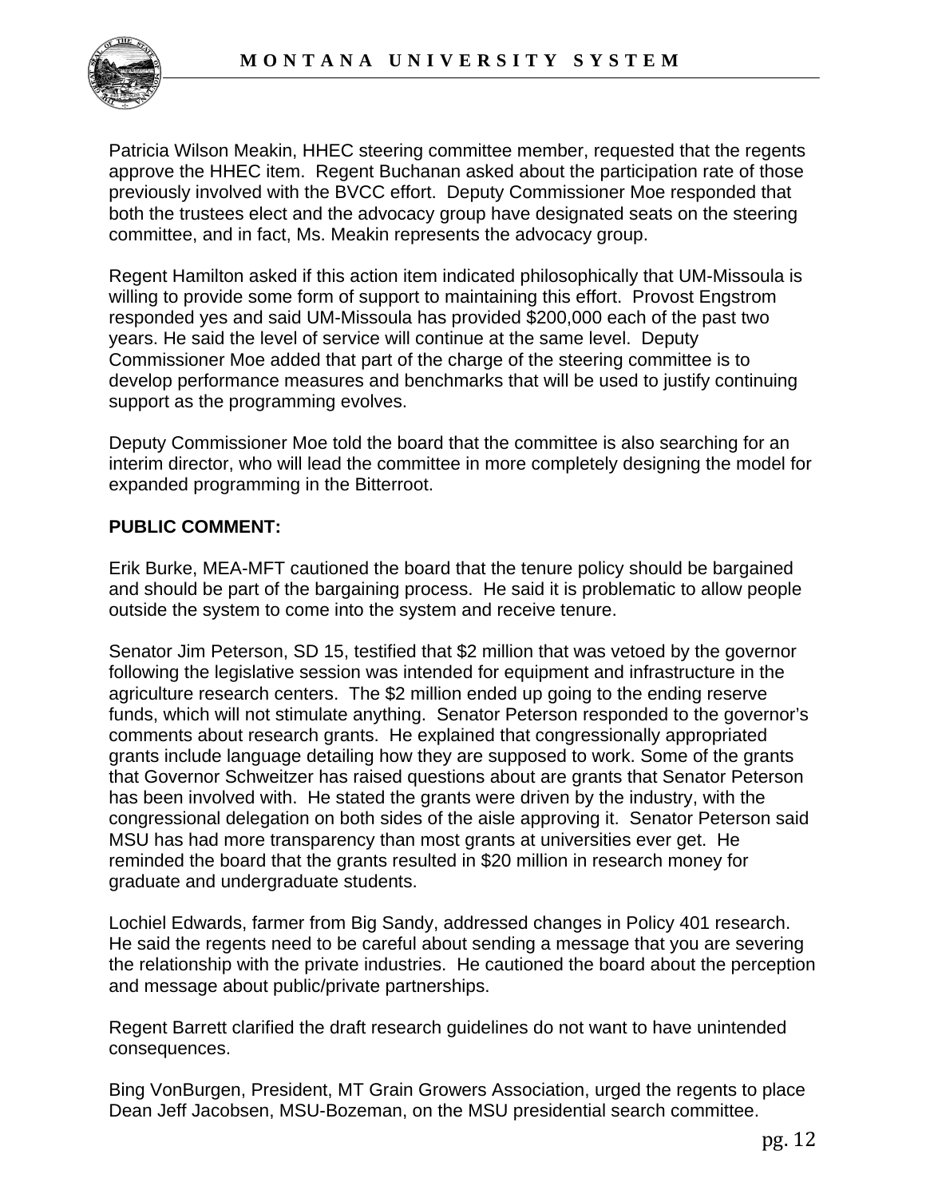Patricia Wilson Meakin, HHEC steering committee member, requested that the regents approve the HHEC item. Regent Buchanan asked about the participation rate of those previously involved with the BVCC effort. Deputy Commissioner Moe responded that both the trustees elect and the advocacy group have designated seats on the steering committee, and in fact, Ms. Meakin represents the advocacy group.

Regent Hamilton asked if this action item indicated philosophically that UM-Missoula is willing to provide some form of support to maintaining this effort. Provost Engstrom responded yes and said UM-Missoula has provided $200,000 each of the past two years. He said the level of service will continue at the same level. Deputy Commissioner Moe added that part of the charge of the steering committee is to develop performance measures and benchmarks that will be used to justify continuing support as the programming evolves.

Deputy Commissioner Moe told the board that the committee is also searching for an interim director, who will lead the committee in more completely designing the model for expanded programming in the Bitterroot.

**PUBLIC COMMENT:**

Erik Burke, MEA-MFT cautioned the board that the tenure policy should be bargained and should be part of the bargaining process. He said it is problematic to allow people outside the system to come into the system and receive tenure.

Senator Jim Peterson, SD 15, testified that $2 million that was vetoed by the governor following the legislative session was intended for equipment and infrastructure in the agriculture research centers. The $2 million ended up going to the ending reserve funds, which will not stimulate anything. Senator Peterson responded to the governor's comments about research grants. He explained that congressionally appropriated grants include language detailing how they are supposed to work. Some of the grants that Governor Schweitzer has raised questions about are grants that Senator Peterson has been involved with. He stated the grants were driven by the industry, with the congressional delegation on both sides of the aisle approving it. Senator Peterson said MSU has had more transparency than most grants at universities ever get. He reminded the board that the grants resulted in $20 million in research money for graduate and undergraduate students.

Lochiel Edwards, farmer from Big Sandy, addressed changes in Policy 401 research. He said the regents need to be careful about sending a message that you are severing the relationship with the private industries. He cautioned the board about the perception and message about public/private partnerships.

Regent Barrett clarified the draft research guidelines do not want to have unintended consequences.

Bing VonBurgen, President, MT Grain Growers Association, urged the regents to place Dean Jeff Jacobsen, MSU-Bozeman, on the MSU presidential search committee.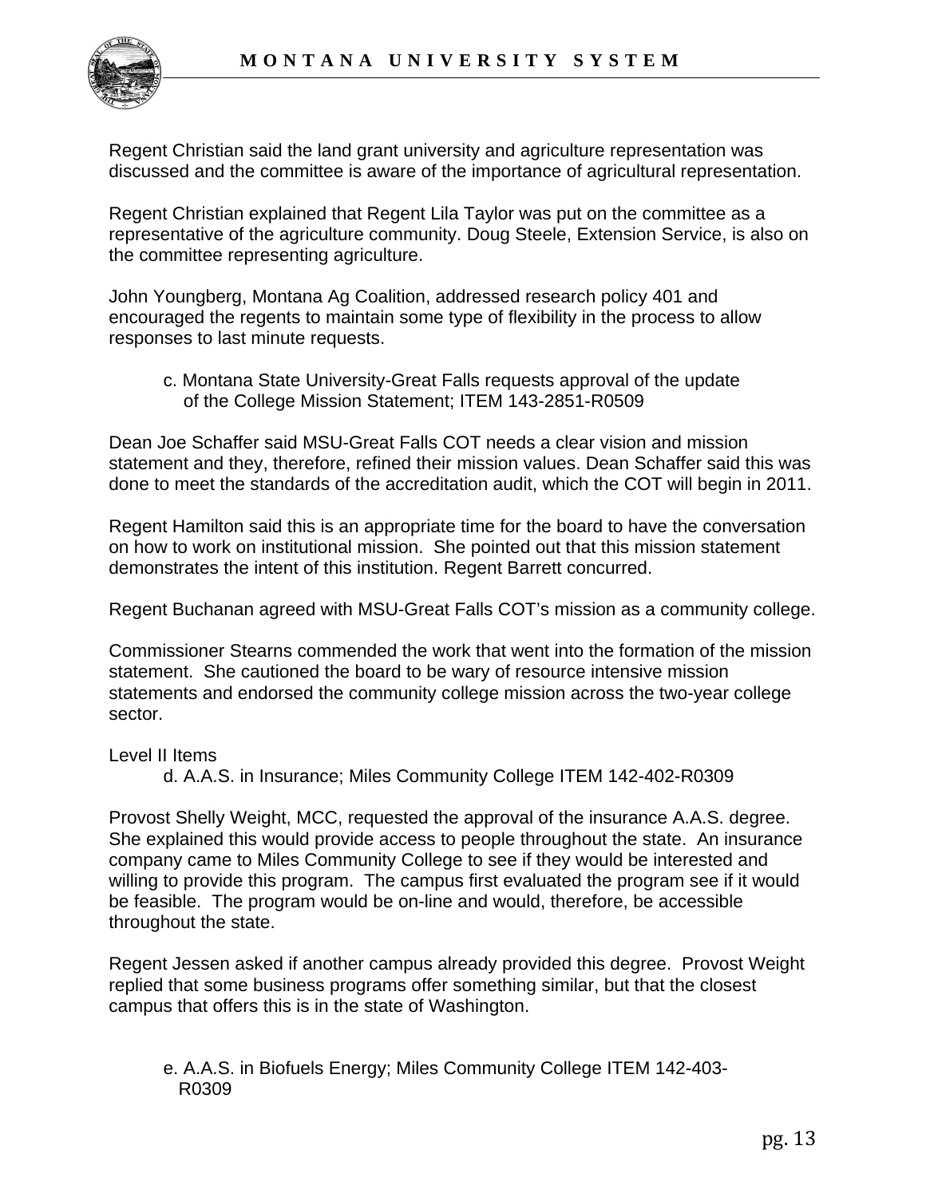Regent Christian said the land grant university and agriculture representation was discussed and the committee is aware of the importance of agricultural representation.

Regent Christian explained that Regent Lila Taylor was put on the committee as a representative of the agriculture community. Doug Steele, Extension Service, is also on the committee representing agriculture.

John Youngberg, Montana Ag Coalition, addressed research policy 401 and encouraged the regents to maintain some type of flexibility in the process to allow responses to last minute requests.

c. Montana State University-Great Falls requests approval of the update of the College Mission Statement; ITEM 143-2851-R0509

Dean Joe Schaffer said MSU-Great Falls COT needs a clear vision and mission statement and they, therefore, refined their mission values. Dean Schaffer said this was done to meet the standards of the accreditation audit, which the COT will begin in 2011.

Regent Hamilton said this is an appropriate time for the board to have the conversation on how to work on institutional mission. She pointed out that this mission statement demonstrates the intent of this institution. Regent Barrett concurred.

Regent Buchanan agreed with MSU-Great Falls COT's mission as a community college.

Commissioner Stearns commended the work that went into the formation of the mission statement. She cautioned the board to be wary of resource intensive mission statements and endorsed the community college mission across the two-year college sector.

Level II Items

d. A.A.S. in Insurance; Miles Community College ITEM 142-402-R0309

Provost Shelly Weight, MCC, requested the approval of the insurance A.A.S. degree. She explained this would provide access to people throughout the state. An insurance company came to Miles Community College to see if they would be interested and willing to provide this program. The campus first evaluated the program see if it would be feasible. The program would be on-line and would, therefore, be accessible throughout the state.

Regent Jessen asked if another campus already provided this degree. Provost Weight replied that some business programs offer something similar, but that the closest campus that offers this is in the state of Washington.

e. A.A.S. in Biofuels Energy; Miles Community College ITEM 142-403-R0309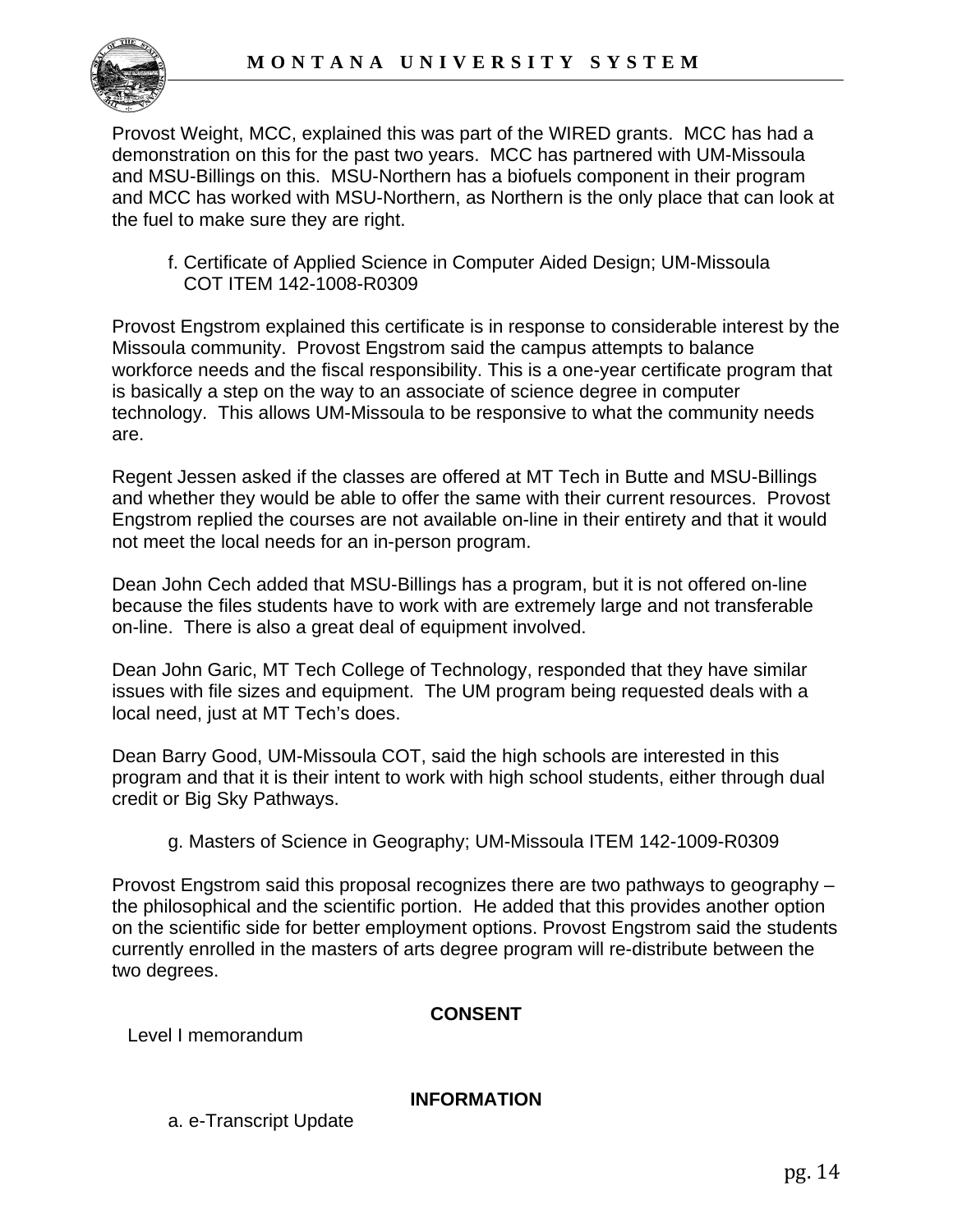Provost Weight, MCC, explained this was part of the WIRED grants. MCC has had a demonstration on this for the past two years. MCC has partnered with UM-Missoula and MSU-Billings on this. MSU-Northern has a biofuels component in their program and MCC has worked with MSU-Northern, as Northern is the only place that can look at the fuel to make sure they are right.

f. Certificate of Applied Science in Computer Aided Design; UM-Missoula COT ITEM 142-1008-R0309

Provost Engstrom explained this certificate is in response to considerable interest by the Missoula community. Provost Engstrom said the campus attempts to balance workforce needs and the fiscal responsibility. This is a one-year certificate program that is basically a step on the way to an associate of science degree in computer technology. This allows UM-Missoula to be responsive to what the community needs are.

Regent Jessen asked if the classes are offered at MT Tech in Butte and MSU-Billings and whether they would be able to offer the same with their current resources. Provost Engstrom replied the courses are not available on-line in their entirety and that it would not meet the local needs for an in-person program.

Dean John Cech added that MSU-Billings has a program, but it is not offered on-line because the files students have to work with are extremely large and not transferable on-line. There is also a great deal of equipment involved.

Dean John Garic, MT Tech College of Technology, responded that they have similar issues with file sizes and equipment. The UM program being requested deals with a local need, just at MT Tech's does.

Dean Barry Good, UM-Missoula COT, said the high schools are interested in this program and that it is their intent to work with high school students, either through dual credit or Big Sky Pathways.

g. Masters of Science in Geography; UM-Missoula ITEM 142-1009-R0309

Provost Engstrom said this proposal recognizes there are two pathways to geography – the philosophical and the scientific portion. He added that this provides another option on the scientific side for better employment options. Provost Engstrom said the students currently enrolled in the masters of arts degree program will re-distribute between the two degrees.

**CONSENT**

Level I memorandum

**INFORMATION**

a. e-Transcript Update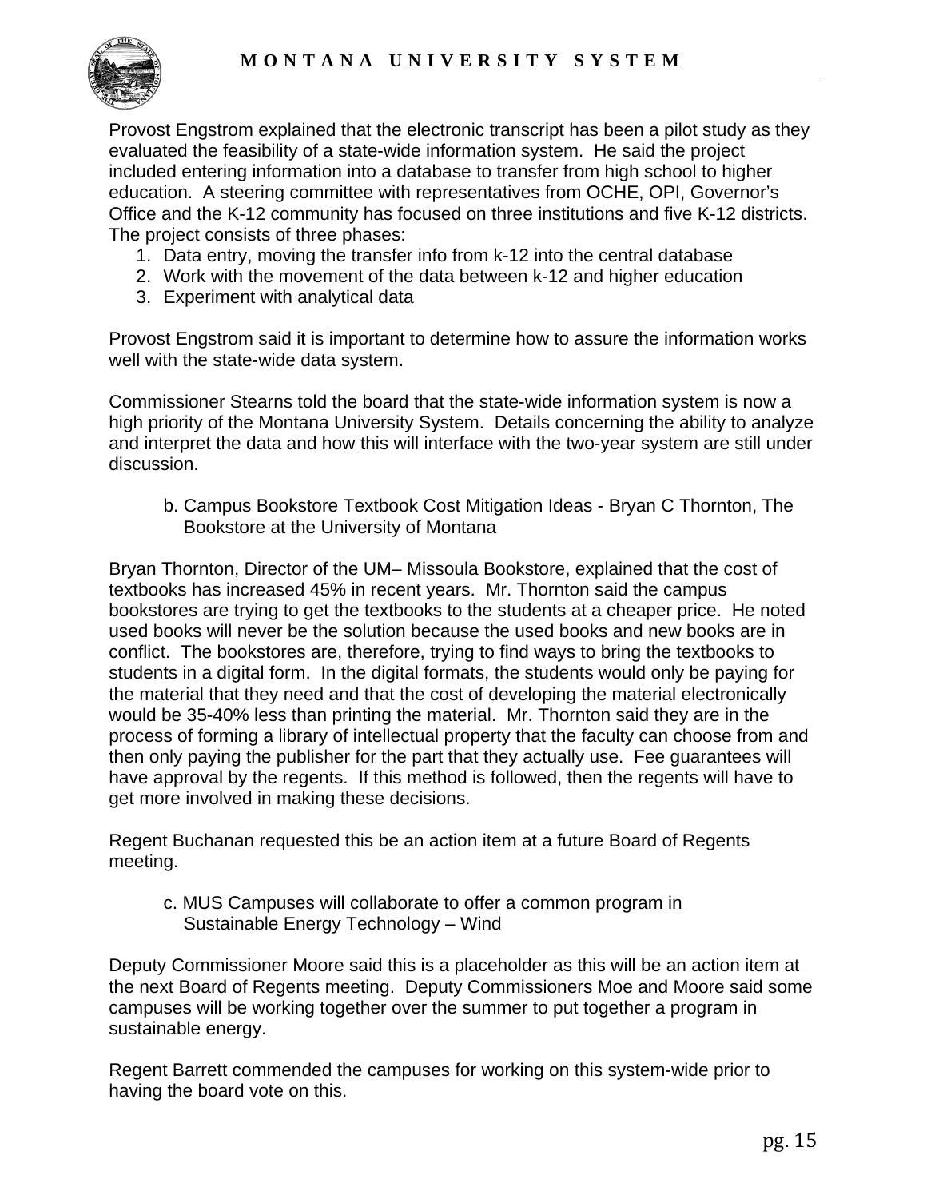Provost Engstrom explained that the electronic transcript has been a pilot study as they evaluated the feasibility of a state-wide information system. He said the project included entering information into a database to transfer from high school to higher education. A steering committee with representatives from OCHE, OPI, Governor's Office and the K-12 community has focused on three institutions and five K-12 districts. The project consists of three phases:

1. Data entry, moving the transfer info from k-12 into the central database
2. Work with the movement of the data between k-12 and higher education
3. Experiment with analytical data

Provost Engstrom said it is important to determine how to assure the information works well with the state-wide data system.

Commissioner Stearns told the board that the state-wide information system is now a high priority of the Montana University System. Details concerning the ability to analyze and interpret the data and how this will interface with the two-year system are still under discussion.

b. Campus Bookstore Textbook Cost Mitigation Ideas - Bryan C Thornton, The Bookstore at the University of Montana

Bryan Thornton, Director of the UM– Missoula Bookstore, explained that the cost of textbooks has increased 45% in recent years. Mr. Thornton said the campus bookstores are trying to get the textbooks to the students at a cheaper price. He noted used books will never be the solution because the used books and new books are in conflict. The bookstores are, therefore, trying to find ways to bring the textbooks to students in a digital form. In the digital formats, the students would only be paying for the material that they need and that the cost of developing the material electronically would be 35-40% less than printing the material. Mr. Thornton said they are in the process of forming a library of intellectual property that the faculty can choose from and then only paying the publisher for the part that they actually use. Fee guarantees will have approval by the regents. If this method is followed, then the regents will have to get more involved in making these decisions.

Regent Buchanan requested this be an action item at a future Board of Regents meeting.

c. MUS Campuses will collaborate to offer a common program in Sustainable Energy Technology – Wind

Deputy Commissioner Moore said this is a placeholder as this will be an action item at the next Board of Regents meeting. Deputy Commissioners Moe and Moore said some campuses will be working together over the summer to put together a program in sustainable energy.

Regent Barrett commended the campuses for working on this system-wide prior to having the board vote on this.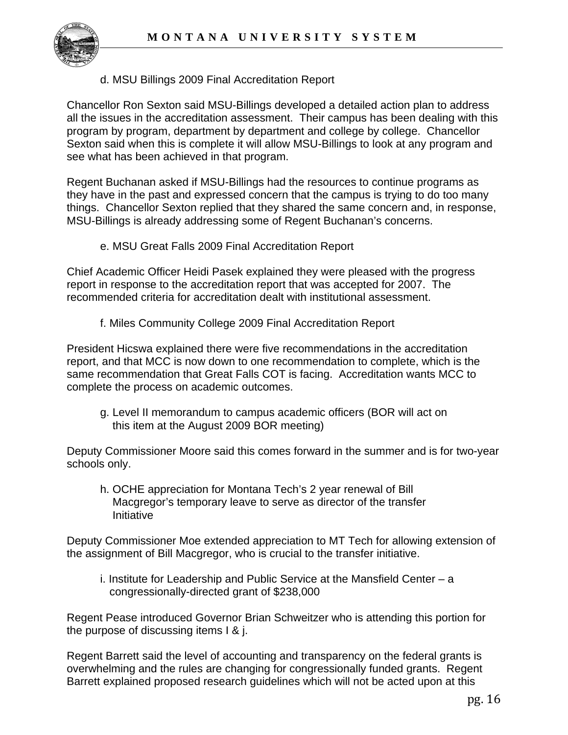d. MSU Billings 2009 Final Accreditation Report

Chancellor Ron Sexton said MSU-Billings developed a detailed action plan to address all the issues in the accreditation assessment. Their campus has been dealing with this program by program, department by department and college by college. Chancellor Sexton said when this is complete it will allow MSU-Billings to look at any program and see what has been achieved in that program.

Regent Buchanan asked if MSU-Billings had the resources to continue programs as they have in the past and expressed concern that the campus is trying to do too many things. Chancellor Sexton replied that they shared the same concern and, in response, MSU-Billings is already addressing some of Regent Buchanan's concerns.

e. MSU Great Falls 2009 Final Accreditation Report

Chief Academic Officer Heidi Pasek explained they were pleased with the progress report in response to the accreditation report that was accepted for 2007. The recommended criteria for accreditation dealt with institutional assessment.

f. Miles Community College 2009 Final Accreditation Report

President Hicswa explained there were five recommendations in the accreditation report, and that MCC is now down to one recommendation to complete, which is the same recommendation that Great Falls COT is facing. Accreditation wants MCC to complete the process on academic outcomes.

g. Level II memorandum to campus academic officers (BOR will act on this item at the August 2009 BOR meeting)

Deputy Commissioner Moore said this comes forward in the summer and is for two-year schools only.

h. OCHE appreciation for Montana Tech's 2 year renewal of Bill Macgregor's temporary leave to serve as director of the transfer Initiative

Deputy Commissioner Moe extended appreciation to MT Tech for allowing extension of the assignment of Bill Macgregor, who is crucial to the transfer initiative.

i. Institute for Leadership and Public Service at the Mansfield Center – a congressionally-directed grant of $238,000

Regent Pease introduced Governor Brian Schweitzer who is attending this portion for the purpose of discussing items I & j.

Regent Barrett said the level of accounting and transparency on the federal grants is overwhelming and the rules are changing for congressionally funded grants. Regent Barrett explained proposed research guidelines which will not be acted upon at this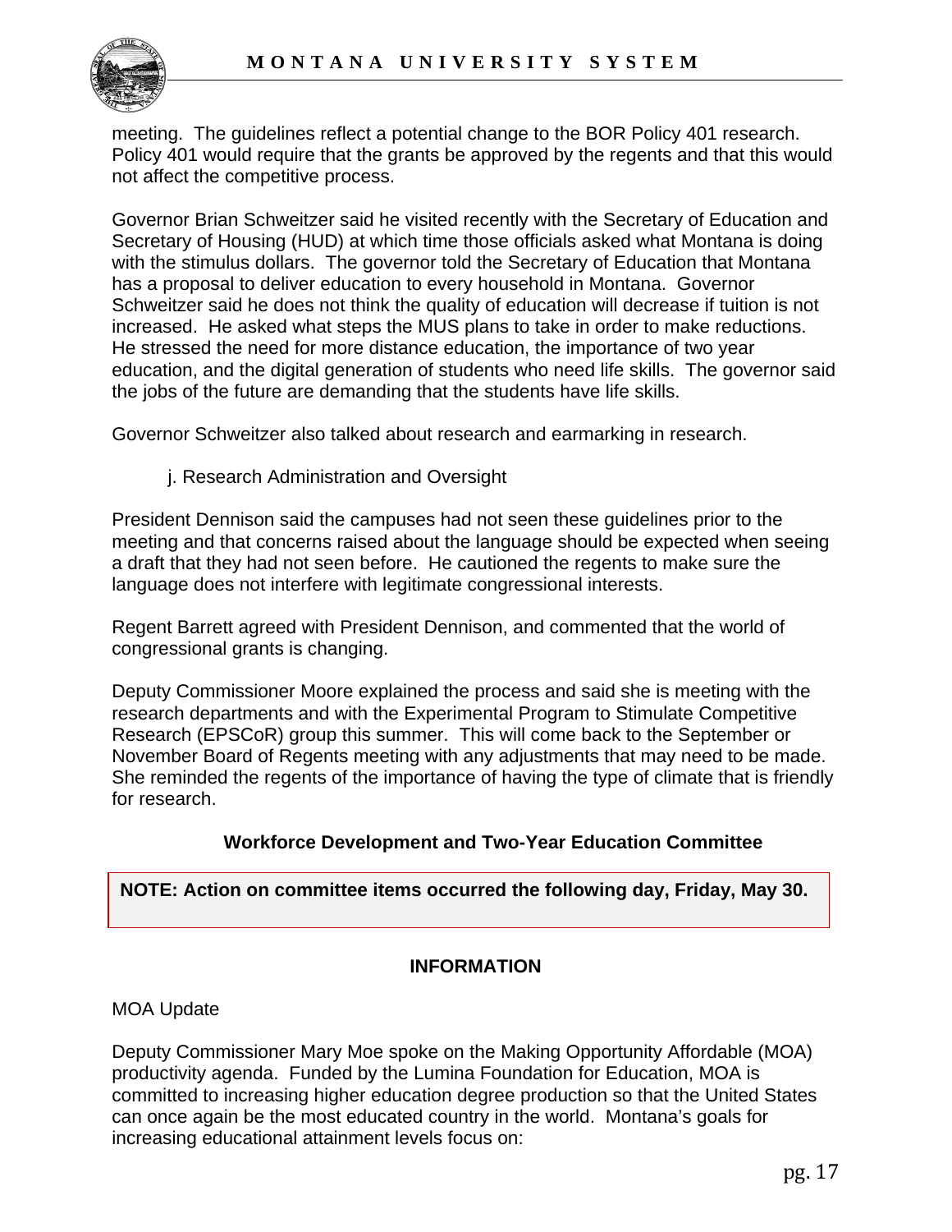meeting. The guidelines reflect a potential change to the BOR Policy 401 research. Policy 401 would require that the grants be approved by the regents and that this would not affect the competitive process.

Governor Brian Schweitzer said he visited recently with the Secretary of Education and Secretary of Housing (HUD) at which time those officials asked what Montana is doing with the stimulus dollars. The governor told the Secretary of Education that Montana has a proposal to deliver education to every household in Montana. Governor Schweitzer said he does not think the quality of education will decrease if tuition is not increased. He asked what steps the MUS plans to take in order to make reductions. He stressed the need for more distance education, the importance of two year education, and the digital generation of students who need life skills. The governor said the jobs of the future are demanding that the students have life skills.

Governor Schweitzer also talked about research and earmarking in research.

j. Research Administration and Oversight

President Dennison said the campuses had not seen these guidelines prior to the meeting and that concerns raised about the language should be expected when seeing a draft that they had not seen before. He cautioned the regents to make sure the language does not interfere with legitimate congressional interests.

Regent Barrett agreed with President Dennison, and commented that the world of congressional grants is changing.

Deputy Commissioner Moore explained the process and said she is meeting with the research departments and with the Experimental Program to Stimulate Competitive Research (EPSCoR) group this summer. This will come back to the September or November Board of Regents meeting with any adjustments that may need to be made. She reminded the regents of the importance of having the type of climate that is friendly for research.

### Workforce Development and Two-Year Education Committee

**NOTE: Action on committee items occurred the following day, Friday, May 30.**

### INFORMATION

MOA Update

Deputy Commissioner Mary Moe spoke on the Making Opportunity Affordable (MOA) productivity agenda. Funded by the Lumina Foundation for Education, MOA is committed to increasing higher education degree production so that the United States can once again be the most educated country in the world. Montana's goals for increasing educational attainment levels focus on: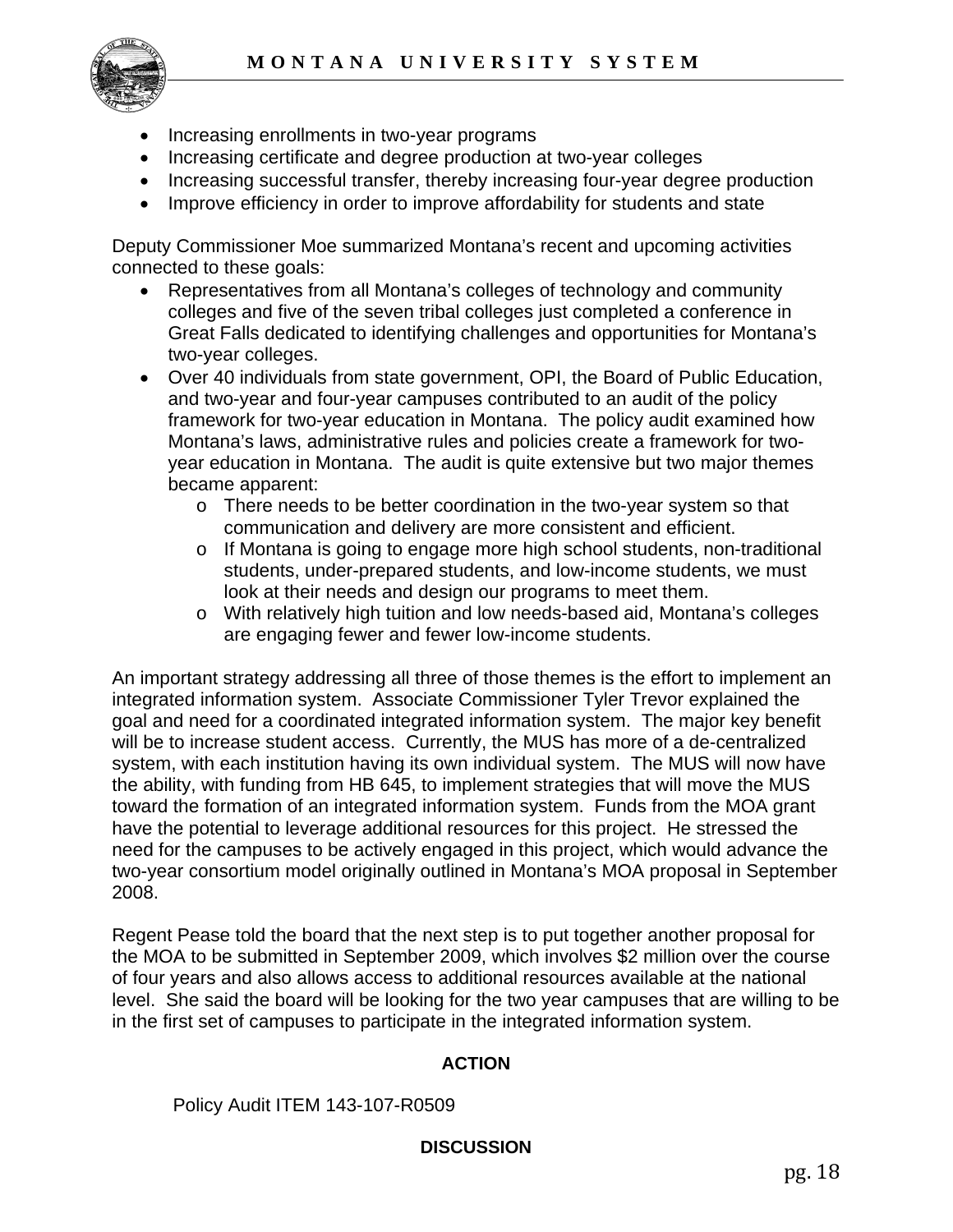- Increasing enrollments in two-year programs
- Increasing certificate and degree production at two-year colleges
- Increasing successful transfer, thereby increasing four-year degree production
- Improve efficiency in order to improve affordability for students and state

Deputy Commissioner Moe summarized Montana's recent and upcoming activities connected to these goals:

- Representatives from all Montana's colleges of technology and community colleges and five of the seven tribal colleges just completed a conference in Great Falls dedicated to identifying challenges and opportunities for Montana's two-year colleges.
- Over 40 individuals from state government, OPI, the Board of Public Education, and two-year and four-year campuses contributed to an audit of the policy framework for two-year education in Montana. The policy audit examined how Montana's laws, administrative rules and policies create a framework for two-year education in Montana. The audit is quite extensive but two major themes became apparent:
  - There needs to be better coordination in the two-year system so that communication and delivery are more consistent and efficient.
  - If Montana is going to engage more high school students, non-traditional students, under-prepared students, and low-income students, we must look at their needs and design our programs to meet them.
  - With relatively high tuition and low needs-based aid, Montana's colleges are engaging fewer and fewer low-income students.

An important strategy addressing all three of those themes is the effort to implement an integrated information system. Associate Commissioner Tyler Trevor explained the goal and need for a coordinated integrated information system. The major key benefit will be to increase student access. Currently, the MUS has more of a de-centralized system, with each institution having its own individual system. The MUS will now have the ability, with funding from HB 645, to implement strategies that will move the MUS toward the formation of an integrated information system. Funds from the MOA grant have the potential to leverage additional resources for this project. He stressed the need for the campuses to be actively engaged in this project, which would advance the two-year consortium model originally outlined in Montana's MOA proposal in September 2008.

Regent Pease told the board that the next step is to put together another proposal for the MOA to be submitted in September 2009, which involves $2 million over the course of four years and also allows access to additional resources available at the national level. She said the board will be looking for the two year campuses that are willing to be in the first set of campuses to participate in the integrated information system.

**ACTION**

Policy Audit ITEM 143-107-R0509

**DISCUSSION**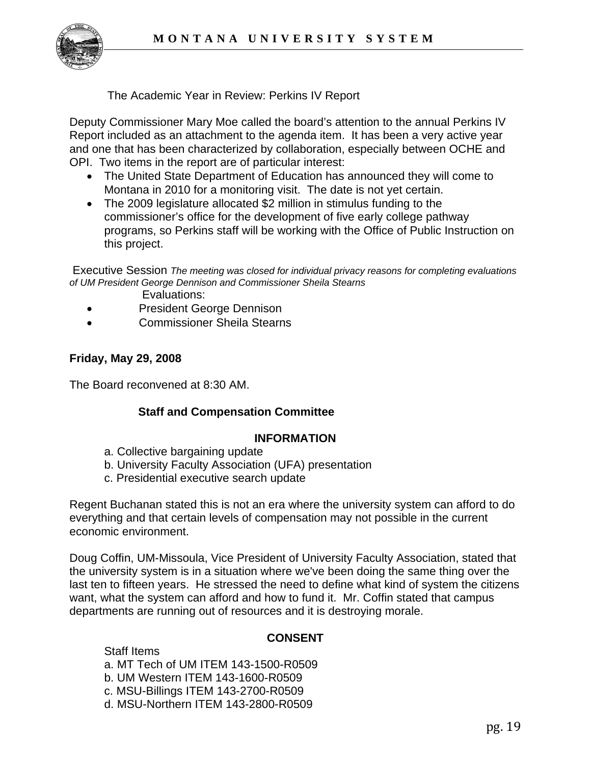The Academic Year in Review: Perkins IV Report

Deputy Commissioner Mary Moe called the board's attention to the annual Perkins IV Report included as an attachment to the agenda item. It has been a very active year and one that has been characterized by collaboration, especially between OCHE and OPI. Two items in the report are of particular interest:

- The United State Department of Education has announced they will come to Montana in 2010 for a monitoring visit. The date is not yet certain.
- The 2009 legislature allocated $2 million in stimulus funding to the commissioner's office for the development of five early college pathway programs, so Perkins staff will be working with the Office of Public Instruction on this project.

Executive Session *The meeting was closed for individual privacy reasons for completing evaluations of UM President George Dennison and Commissioner Sheila Stearns*

Evaluations:

- President George Dennison
- Commissioner Sheila Stearns

**Friday, May 29, 2008**

The Board reconvened at 8:30 AM.

**Staff and Compensation Committee**

**INFORMATION**

a. Collective bargaining update
b. University Faculty Association (UFA) presentation
c. Presidential executive search update

Regent Buchanan stated this is not an era where the university system can afford to do everything and that certain levels of compensation may not possible in the current economic environment.

Doug Coffin, UM-Missoula, Vice President of University Faculty Association, stated that the university system is in a situation where we've been doing the same thing over the last ten to fifteen years. He stressed the need to define what kind of system the citizens want, what the system can afford and how to fund it. Mr. Coffin stated that campus departments are running out of resources and it is destroying morale.

**CONSENT**

Staff Items
a. MT Tech of UM ITEM 143-1500-R0509
b. UM Western ITEM 143-1600-R0509
c. MSU-Billings ITEM 143-2700-R0509
d. MSU-Northern ITEM 143-2800-R0509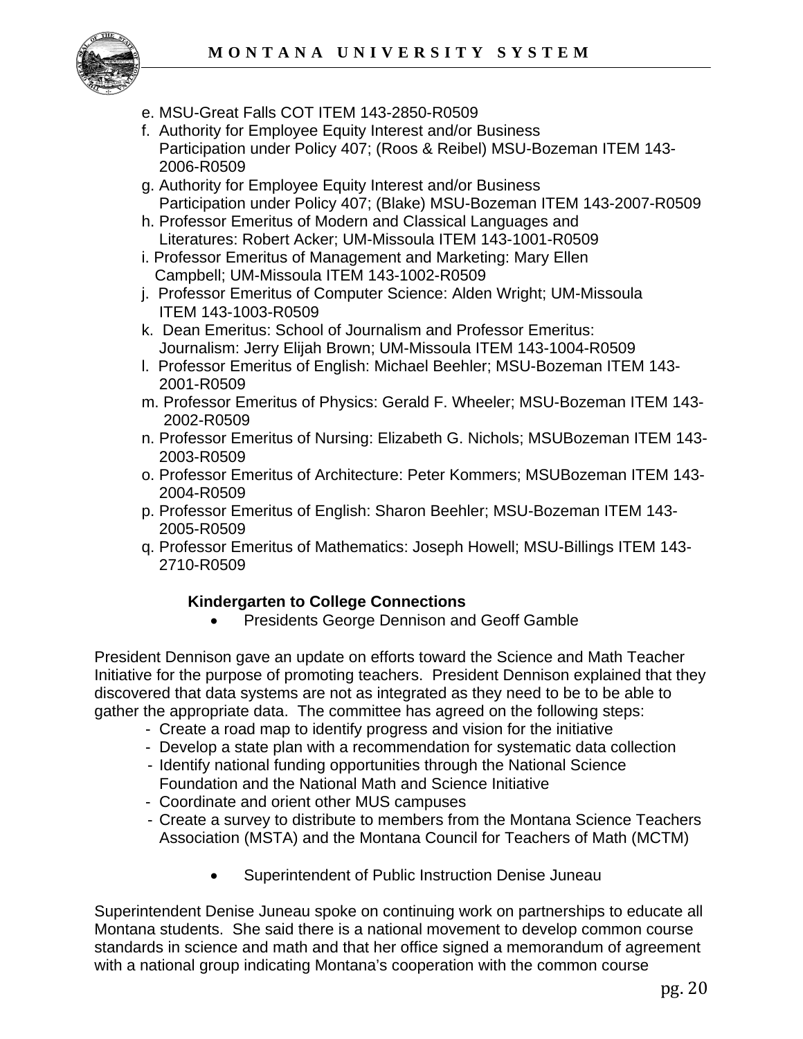e. MSU-Great Falls COT ITEM 143-2850-R0509
f. Authority for Employee Equity Interest and/or Business Participation under Policy 407; (Roos & Reibel) MSU-Bozeman ITEM 143-2006-R0509
g. Authority for Employee Equity Interest and/or Business Participation under Policy 407; (Blake) MSU-Bozeman ITEM 143-2007-R0509
h. Professor Emeritus of Modern and Classical Languages and Literatures: Robert Acker; UM-Missoula ITEM 143-1001-R0509
i. Professor Emeritus of Management and Marketing: Mary Ellen Campbell; UM-Missoula ITEM 143-1002-R0509
j. Professor Emeritus of Computer Science: Alden Wright; UM-Missoula ITEM 143-1003-R0509
k. Dean Emeritus: School of Journalism and Professor Emeritus: Journalism: Jerry Elijah Brown; UM-Missoula ITEM 143-1004-R0509
l. Professor Emeritus of English: Michael Beehler; MSU-Bozeman ITEM 143-2001-R0509
m. Professor Emeritus of Physics: Gerald F. Wheeler; MSU-Bozeman ITEM 143-2002-R0509
n. Professor Emeritus of Nursing: Elizabeth G. Nichols; MSUBozeman ITEM 143-2003-R0509
o. Professor Emeritus of Architecture: Peter Kommers; MSUBozeman ITEM 143-2004-R0509
p. Professor Emeritus of English: Sharon Beehler; MSU-Bozeman ITEM 143-2005-R0509
q. Professor Emeritus of Mathematics: Joseph Howell; MSU-Billings ITEM 143-2710-R0509

**Kindergarten to College Connections**

- Presidents George Dennison and Geoff Gamble

President Dennison gave an update on efforts toward the Science and Math Teacher Initiative for the purpose of promoting teachers. President Dennison explained that they discovered that data systems are not as integrated as they need to be to be able to gather the appropriate data. The committee has agreed on the following steps:

- Create a road map to identify progress and vision for the initiative
- Develop a state plan with a recommendation for systematic data collection
- Identify national funding opportunities through the National Science Foundation and the National Math and Science Initiative
- Coordinate and orient other MUS campuses
- Create a survey to distribute to members from the Montana Science Teachers Association (MSTA) and the Montana Council for Teachers of Math (MCTM)

- Superintendent of Public Instruction Denise Juneau

Superintendent Denise Juneau spoke on continuing work on partnerships to educate all Montana students. She said there is a national movement to develop common course standards in science and math and that her office signed a memorandum of agreement with a national group indicating Montana's cooperation with the common course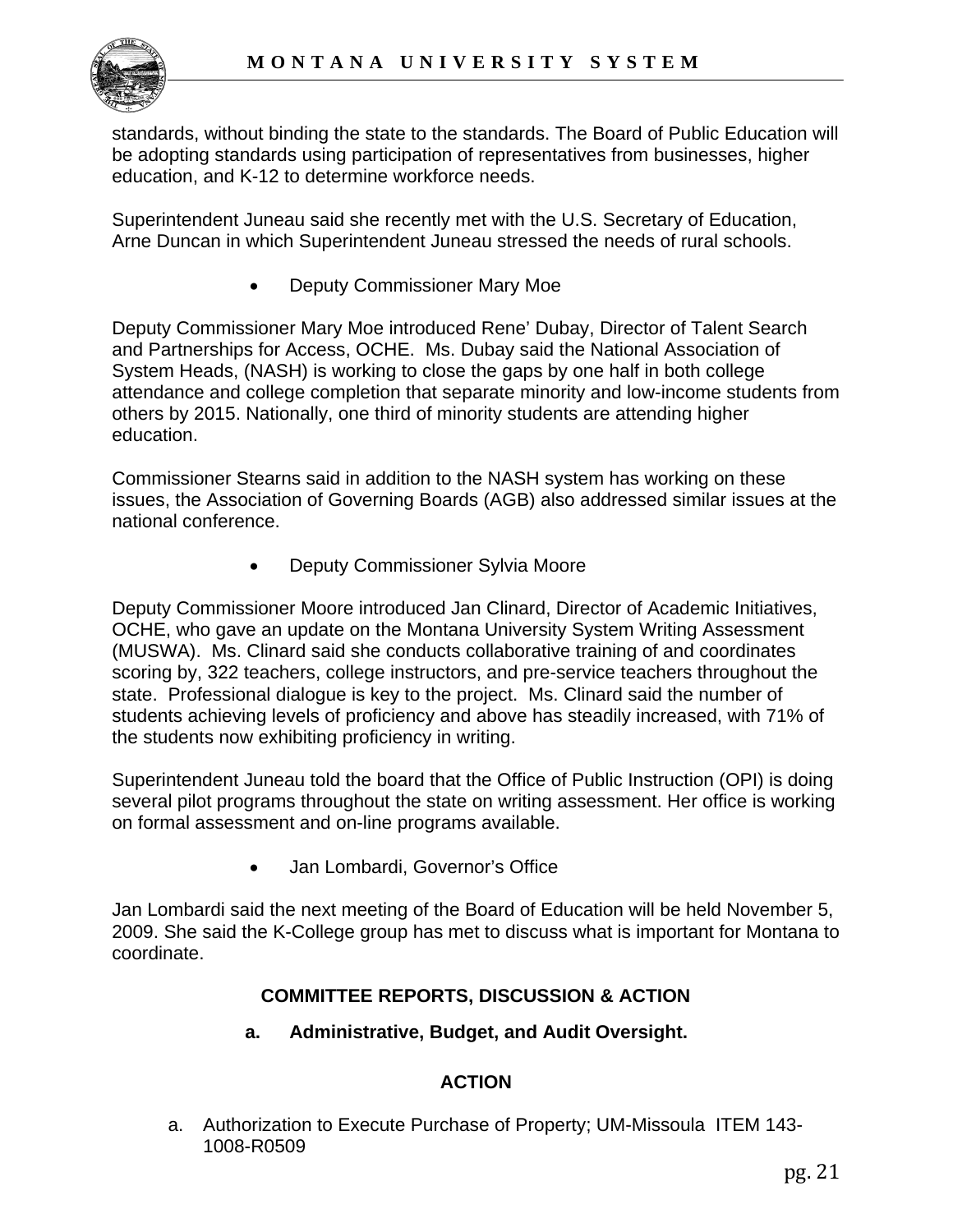standards, without binding the state to the standards. The Board of Public Education will be adopting standards using participation of representatives from businesses, higher education, and K-12 to determine workforce needs.

Superintendent Juneau said she recently met with the U.S. Secretary of Education, Arne Duncan in which Superintendent Juneau stressed the needs of rural schools.

- Deputy Commissioner Mary Moe

Deputy Commissioner Mary Moe introduced Rene' Dubay, Director of Talent Search and Partnerships for Access, OCHE. Ms. Dubay said the National Association of System Heads, (NASH) is working to close the gaps by one half in both college attendance and college completion that separate minority and low-income students from others by 2015. Nationally, one third of minority students are attending higher education.

Commissioner Stearns said in addition to the NASH system has working on these issues, the Association of Governing Boards (AGB) also addressed similar issues at the national conference.

- Deputy Commissioner Sylvia Moore

Deputy Commissioner Moore introduced Jan Clinard, Director of Academic Initiatives, OCHE, who gave an update on the Montana University System Writing Assessment (MUSWA). Ms. Clinard said she conducts collaborative training of and coordinates scoring by, 322 teachers, college instructors, and pre-service teachers throughout the state. Professional dialogue is key to the project. Ms. Clinard said the number of students achieving levels of proficiency and above has steadily increased, with 71% of the students now exhibiting proficiency in writing.

Superintendent Juneau told the board that the Office of Public Instruction (OPI) is doing several pilot programs throughout the state on writing assessment. Her office is working on formal assessment and on-line programs available.

- Jan Lombardi, Governor's Office

Jan Lombardi said the next meeting of the Board of Education will be held November 5, 2009. She said the K-College group has met to discuss what is important for Montana to coordinate.

## COMMITTEE REPORTS, DISCUSSION & ACTION

### a. Administrative, Budget, and Audit Oversight.

**ACTION**

a. Authorization to Execute Purchase of Property; UM-Missoula ITEM 143-1008-R0509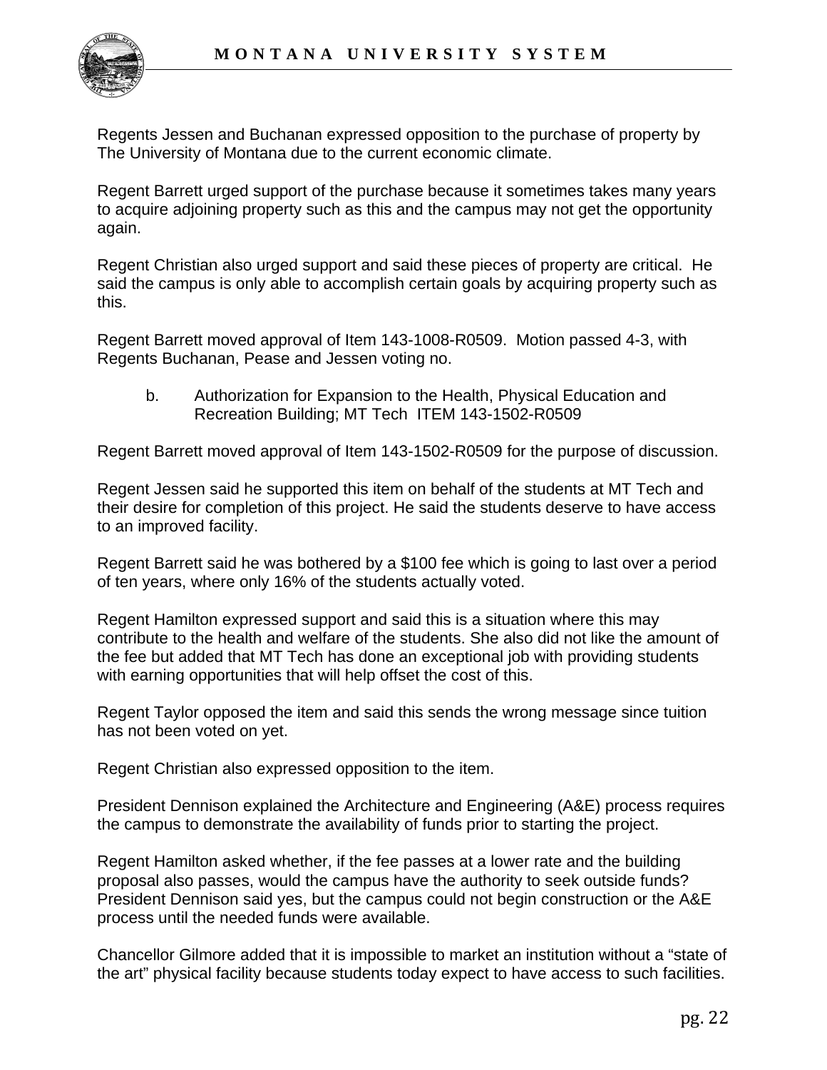Regents Jessen and Buchanan expressed opposition to the purchase of property by The University of Montana due to the current economic climate.

Regent Barrett urged support of the purchase because it sometimes takes many years to acquire adjoining property such as this and the campus may not get the opportunity again.

Regent Christian also urged support and said these pieces of property are critical. He said the campus is only able to accomplish certain goals by acquiring property such as this.

Regent Barrett moved approval of Item 143-1008-R0509. Motion passed 4-3, with Regents Buchanan, Pease and Jessen voting no.

b. Authorization for Expansion to the Health, Physical Education and Recreation Building; MT Tech ITEM 143-1502-R0509

Regent Barrett moved approval of Item 143-1502-R0509 for the purpose of discussion.

Regent Jessen said he supported this item on behalf of the students at MT Tech and their desire for completion of this project. He said the students deserve to have access to an improved facility.

Regent Barrett said he was bothered by a $100 fee which is going to last over a period of ten years, where only 16% of the students actually voted.

Regent Hamilton expressed support and said this is a situation where this may contribute to the health and welfare of the students. She also did not like the amount of the fee but added that MT Tech has done an exceptional job with providing students with earning opportunities that will help offset the cost of this.

Regent Taylor opposed the item and said this sends the wrong message since tuition has not been voted on yet.

Regent Christian also expressed opposition to the item.

President Dennison explained the Architecture and Engineering (A&E) process requires the campus to demonstrate the availability of funds prior to starting the project.

Regent Hamilton asked whether, if the fee passes at a lower rate and the building proposal also passes, would the campus have the authority to seek outside funds? President Dennison said yes, but the campus could not begin construction or the A&E process until the needed funds were available.

Chancellor Gilmore added that it is impossible to market an institution without a "state of the art" physical facility because students today expect to have access to such facilities.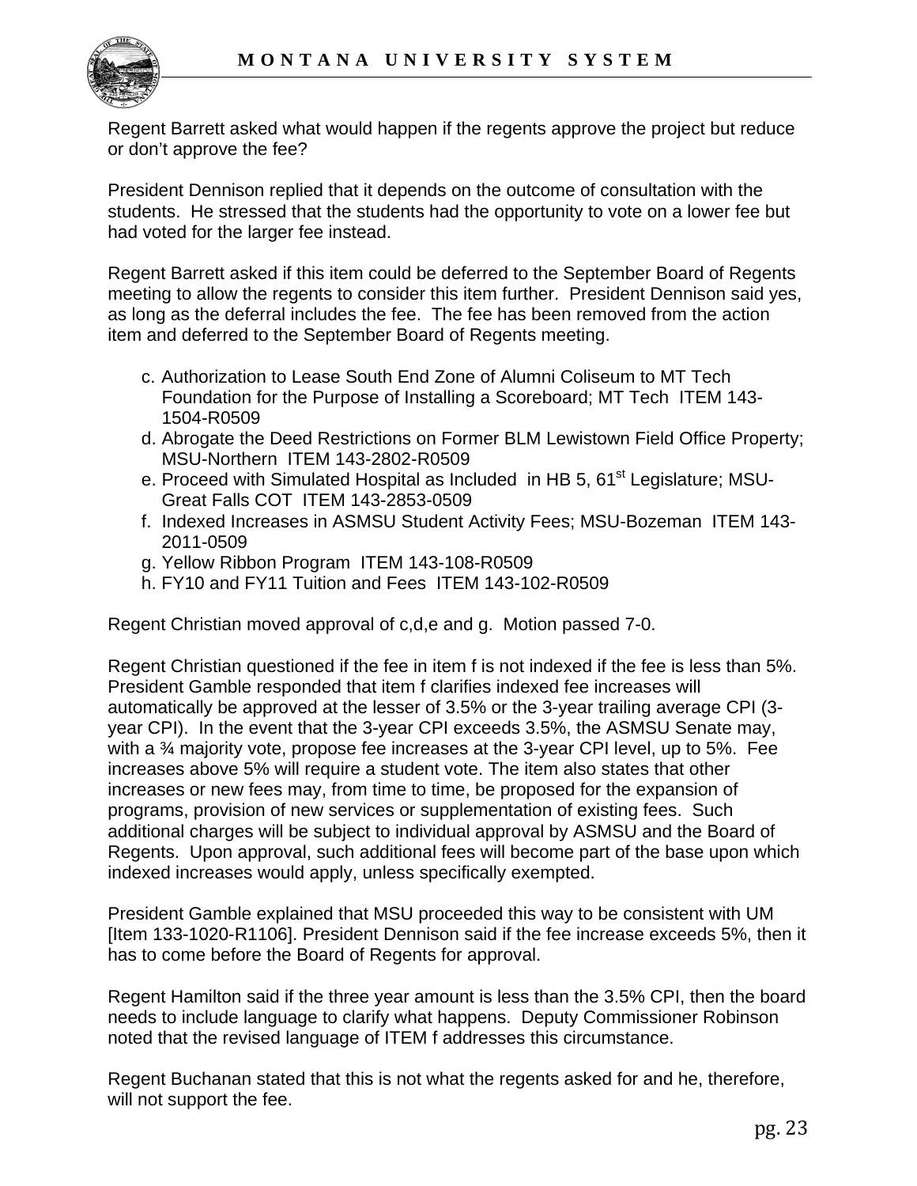Regent Barrett asked what would happen if the regents approve the project but reduce or don't approve the fee?

President Dennison replied that it depends on the outcome of consultation with the students. He stressed that the students had the opportunity to vote on a lower fee but had voted for the larger fee instead.

Regent Barrett asked if this item could be deferred to the September Board of Regents meeting to allow the regents to consider this item further. President Dennison said yes, as long as the deferral includes the fee. The fee has been removed from the action item and deferred to the September Board of Regents meeting.

c. Authorization to Lease South End Zone of Alumni Coliseum to MT Tech Foundation for the Purpose of Installing a Scoreboard; MT Tech ITEM 143-1504-R0509
d. Abrogate the Deed Restrictions on Former BLM Lewistown Field Office Property; MSU-Northern ITEM 143-2802-R0509
e. Proceed with Simulated Hospital as Included in HB 5, 61st Legislature; MSU-Great Falls COT ITEM 143-2853-0509
f. Indexed Increases in ASMSU Student Activity Fees; MSU-Bozeman ITEM 143-2011-0509
g. Yellow Ribbon Program ITEM 143-108-R0509
h. FY10 and FY11 Tuition and Fees ITEM 143-102-R0509

Regent Christian moved approval of c,d,e and g. Motion passed 7-0.

Regent Christian questioned if the fee in item f is not indexed if the fee is less than 5%. President Gamble responded that item f clarifies indexed fee increases will automatically be approved at the lesser of 3.5% or the 3-year trailing average CPI (3-year CPI). In the event that the 3-year CPI exceeds 3.5%, the ASMSU Senate may, with a ¾ majority vote, propose fee increases at the 3-year CPI level, up to 5%. Fee increases above 5% will require a student vote. The item also states that other increases or new fees may, from time to time, be proposed for the expansion of programs, provision of new services or supplementation of existing fees. Such additional charges will be subject to individual approval by ASMSU and the Board of Regents. Upon approval, such additional fees will become part of the base upon which indexed increases would apply, unless specifically exempted.

President Gamble explained that MSU proceeded this way to be consistent with UM [Item 133-1020-R1106]. President Dennison said if the fee increase exceeds 5%, then it has to come before the Board of Regents for approval.

Regent Hamilton said if the three year amount is less than the 3.5% CPI, then the board needs to include language to clarify what happens. Deputy Commissioner Robinson noted that the revised language of ITEM f addresses this circumstance.

Regent Buchanan stated that this is not what the regents asked for and he, therefore, will not support the fee.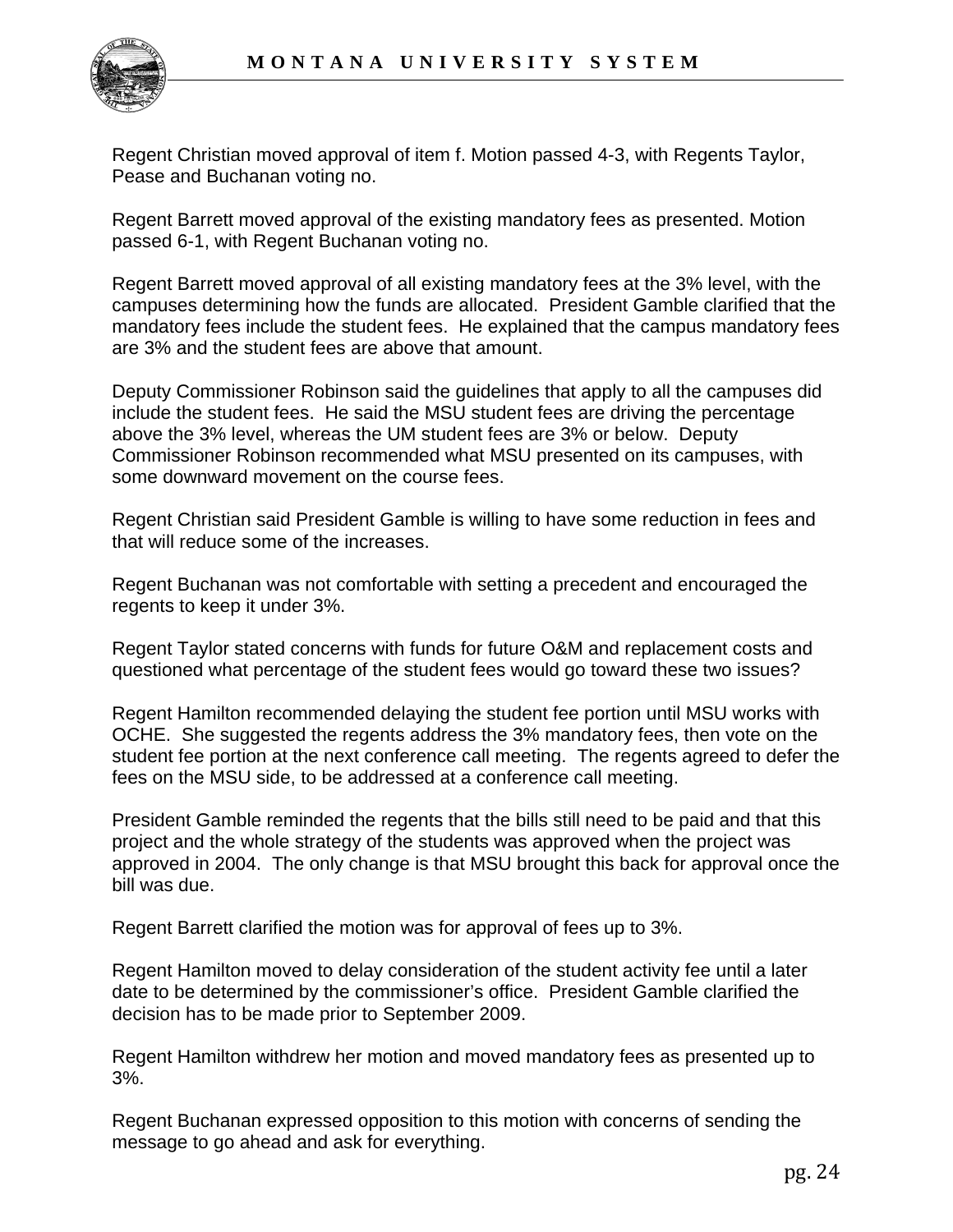Regent Christian moved approval of item f. Motion passed 4-3, with Regents Taylor, Pease and Buchanan voting no.

Regent Barrett moved approval of the existing mandatory fees as presented. Motion passed 6-1, with Regent Buchanan voting no.

Regent Barrett moved approval of all existing mandatory fees at the 3% level, with the campuses determining how the funds are allocated. President Gamble clarified that the mandatory fees include the student fees. He explained that the campus mandatory fees are 3% and the student fees are above that amount.

Deputy Commissioner Robinson said the guidelines that apply to all the campuses did include the student fees. He said the MSU student fees are driving the percentage above the 3% level, whereas the UM student fees are 3% or below. Deputy Commissioner Robinson recommended what MSU presented on its campuses, with some downward movement on the course fees.

Regent Christian said President Gamble is willing to have some reduction in fees and that will reduce some of the increases.

Regent Buchanan was not comfortable with setting a precedent and encouraged the regents to keep it under 3%.

Regent Taylor stated concerns with funds for future O&M and replacement costs and questioned what percentage of the student fees would go toward these two issues?

Regent Hamilton recommended delaying the student fee portion until MSU works with OCHE. She suggested the regents address the 3% mandatory fees, then vote on the student fee portion at the next conference call meeting. The regents agreed to defer the fees on the MSU side, to be addressed at a conference call meeting.

President Gamble reminded the regents that the bills still need to be paid and that this project and the whole strategy of the students was approved when the project was approved in 2004. The only change is that MSU brought this back for approval once the bill was due.

Regent Barrett clarified the motion was for approval of fees up to 3%.

Regent Hamilton moved to delay consideration of the student activity fee until a later date to be determined by the commissioner's office. President Gamble clarified the decision has to be made prior to September 2009.

Regent Hamilton withdrew her motion and moved mandatory fees as presented up to 3%.

Regent Buchanan expressed opposition to this motion with concerns of sending the message to go ahead and ask for everything.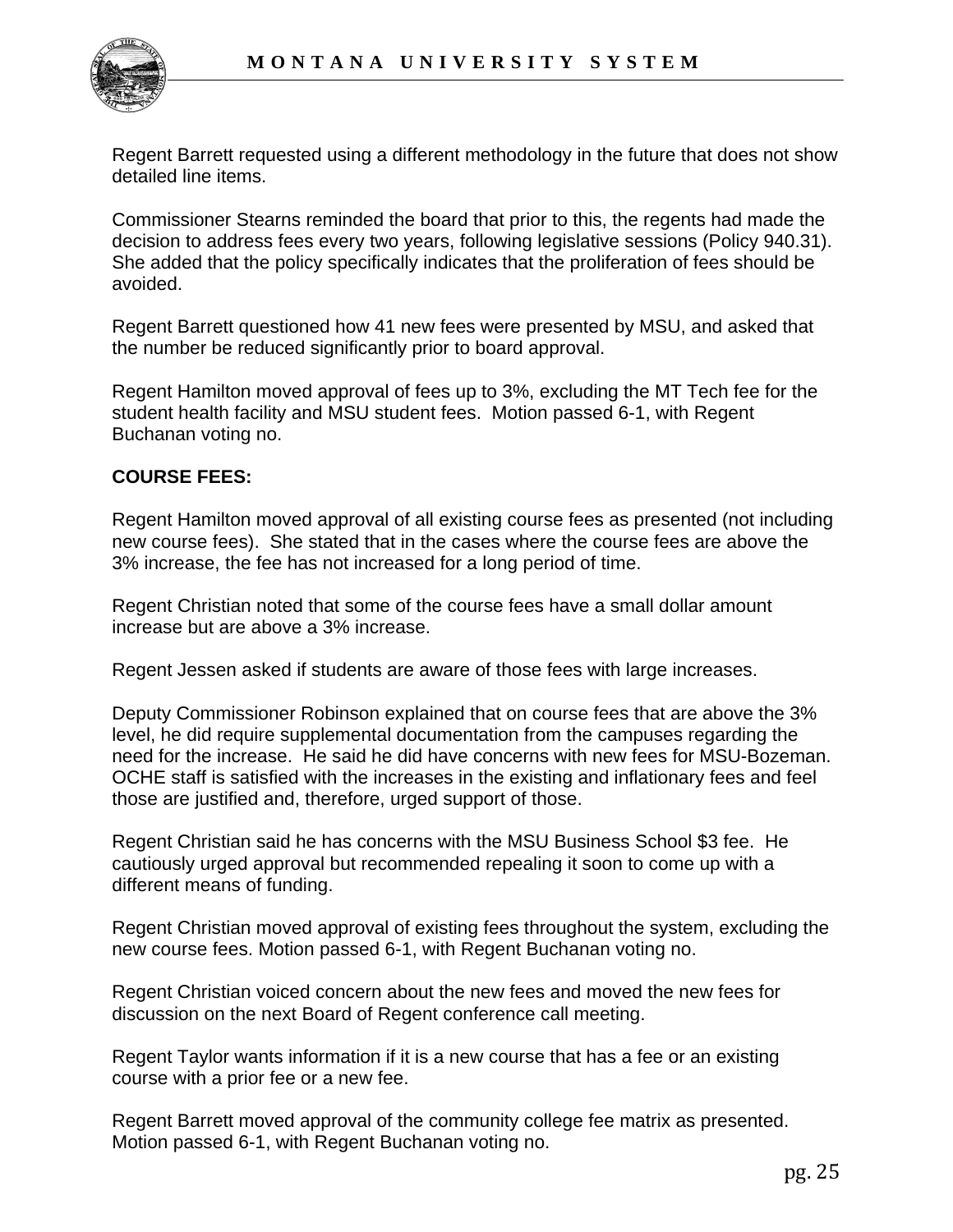Regent Barrett requested using a different methodology in the future that does not show detailed line items.

Commissioner Stearns reminded the board that prior to this, the regents had made the decision to address fees every two years, following legislative sessions (Policy 940.31). She added that the policy specifically indicates that the proliferation of fees should be avoided.

Regent Barrett questioned how 41 new fees were presented by MSU, and asked that the number be reduced significantly prior to board approval.

Regent Hamilton moved approval of fees up to 3%, excluding the MT Tech fee for the student health facility and MSU student fees. Motion passed 6-1, with Regent Buchanan voting no.

**COURSE FEES:**

Regent Hamilton moved approval of all existing course fees as presented (not including new course fees). She stated that in the cases where the course fees are above the 3% increase, the fee has not increased for a long period of time.

Regent Christian noted that some of the course fees have a small dollar amount increase but are above a 3% increase.

Regent Jessen asked if students are aware of those fees with large increases.

Deputy Commissioner Robinson explained that on course fees that are above the 3% level, he did require supplemental documentation from the campuses regarding the need for the increase. He said he did have concerns with new fees for MSU-Bozeman. OCHE staff is satisfied with the increases in the existing and inflationary fees and feel those are justified and, therefore, urged support of those.

Regent Christian said he has concerns with the MSU Business School $3 fee. He cautiously urged approval but recommended repealing it soon to come up with a different means of funding.

Regent Christian moved approval of existing fees throughout the system, excluding the new course fees. Motion passed 6-1, with Regent Buchanan voting no.

Regent Christian voiced concern about the new fees and moved the new fees for discussion on the next Board of Regent conference call meeting.

Regent Taylor wants information if it is a new course that has a fee or an existing course with a prior fee or a new fee.

Regent Barrett moved approval of the community college fee matrix as presented. Motion passed 6-1, with Regent Buchanan voting no.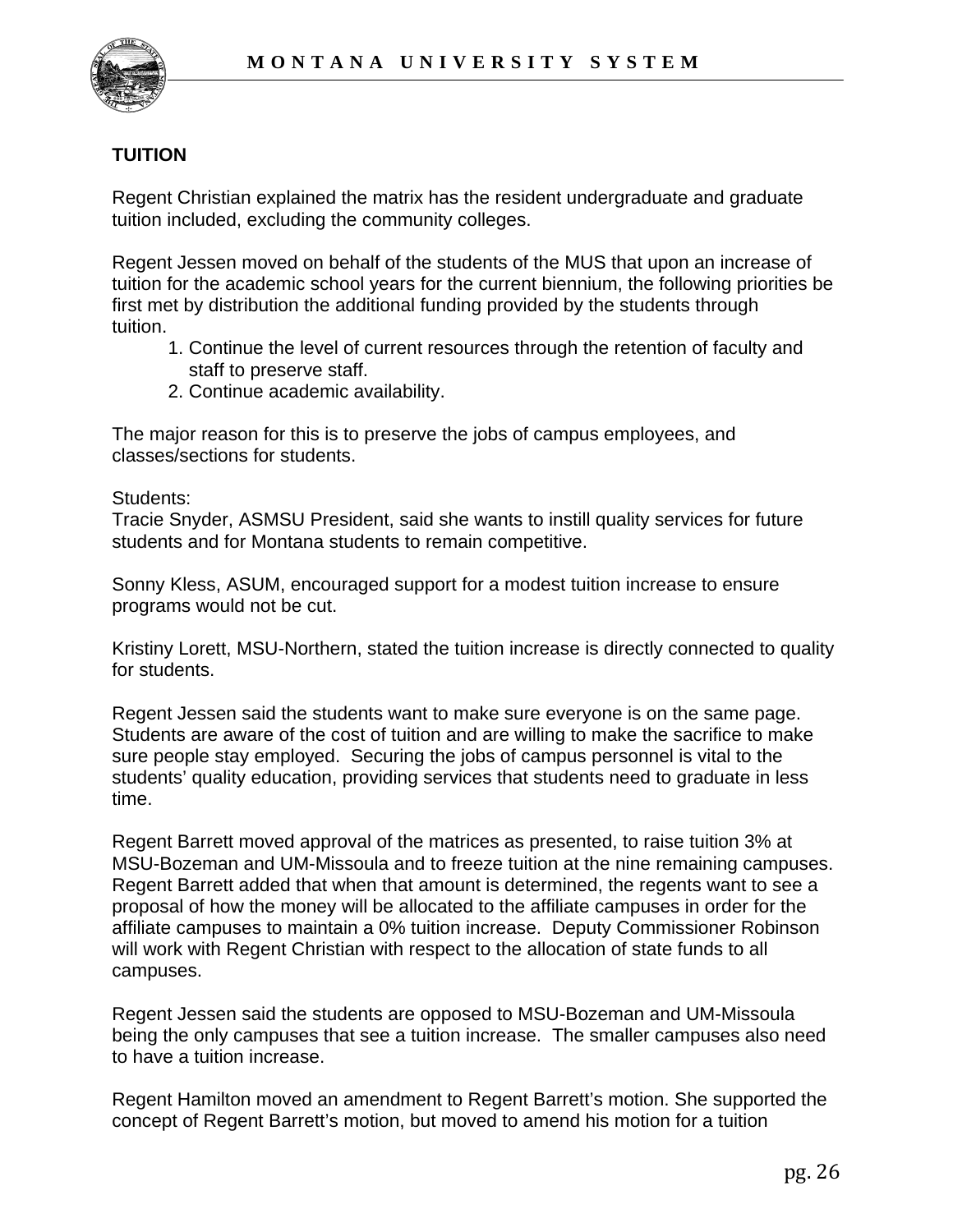**TUITION**

Regent Christian explained the matrix has the resident undergraduate and graduate tuition included, excluding the community colleges.

Regent Jessen moved on behalf of the students of the MUS that upon an increase of tuition for the academic school years for the current biennium, the following priorities be first met by distribution the additional funding provided by the students through tuition.

1. Continue the level of current resources through the retention of faculty and staff to preserve staff.
2. Continue academic availability.

The major reason for this is to preserve the jobs of campus employees, and classes/sections for students.

Students:
Tracie Snyder, ASMSU President, said she wants to instill quality services for future students and for Montana students to remain competitive.

Sonny Kless, ASUM, encouraged support for a modest tuition increase to ensure programs would not be cut.

Kristiny Lorett, MSU-Northern, stated the tuition increase is directly connected to quality for students.

Regent Jessen said the students want to make sure everyone is on the same page. Students are aware of the cost of tuition and are willing to make the sacrifice to make sure people stay employed. Securing the jobs of campus personnel is vital to the students' quality education, providing services that students need to graduate in less time.

Regent Barrett moved approval of the matrices as presented, to raise tuition 3% at MSU-Bozeman and UM-Missoula and to freeze tuition at the nine remaining campuses. Regent Barrett added that when that amount is determined, the regents want to see a proposal of how the money will be allocated to the affiliate campuses in order for the affiliate campuses to maintain a 0% tuition increase. Deputy Commissioner Robinson will work with Regent Christian with respect to the allocation of state funds to all campuses.

Regent Jessen said the students are opposed to MSU-Bozeman and UM-Missoula being the only campuses that see a tuition increase. The smaller campuses also need to have a tuition increase.

Regent Hamilton moved an amendment to Regent Barrett's motion. She supported the concept of Regent Barrett's motion, but moved to amend his motion for a tuition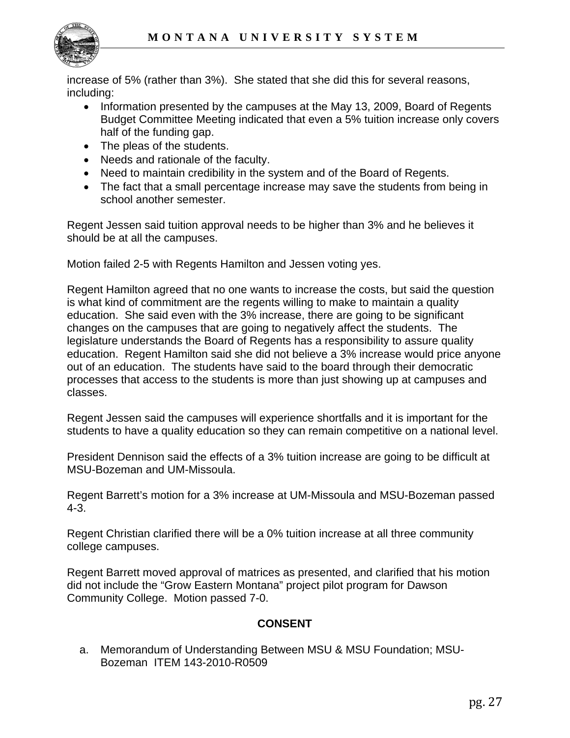increase of 5% (rather than 3%). She stated that she did this for several reasons, including:

- Information presented by the campuses at the May 13, 2009, Board of Regents Budget Committee Meeting indicated that even a 5% tuition increase only covers half of the funding gap.
- The pleas of the students.
- Needs and rationale of the faculty.
- Need to maintain credibility in the system and of the Board of Regents.
- The fact that a small percentage increase may save the students from being in school another semester.

Regent Jessen said tuition approval needs to be higher than 3% and he believes it should be at all the campuses.

Motion failed 2-5 with Regents Hamilton and Jessen voting yes.

Regent Hamilton agreed that no one wants to increase the costs, but said the question is what kind of commitment are the regents willing to make to maintain a quality education. She said even with the 3% increase, there are going to be significant changes on the campuses that are going to negatively affect the students. The legislature understands the Board of Regents has a responsibility to assure quality education. Regent Hamilton said she did not believe a 3% increase would price anyone out of an education. The students have said to the board through their democratic processes that access to the students is more than just showing up at campuses and classes.

Regent Jessen said the campuses will experience shortfalls and it is important for the students to have a quality education so they can remain competitive on a national level.

President Dennison said the effects of a 3% tuition increase are going to be difficult at MSU-Bozeman and UM-Missoula.

Regent Barrett's motion for a 3% increase at UM-Missoula and MSU-Bozeman passed 4-3.

Regent Christian clarified there will be a 0% tuition increase at all three community college campuses.

Regent Barrett moved approval of matrices as presented, and clarified that his motion did not include the "Grow Eastern Montana" project pilot program for Dawson Community College. Motion passed 7-0.

## CONSENT

a. Memorandum of Understanding Between MSU & MSU Foundation; MSU-Bozeman ITEM 143-2010-R0509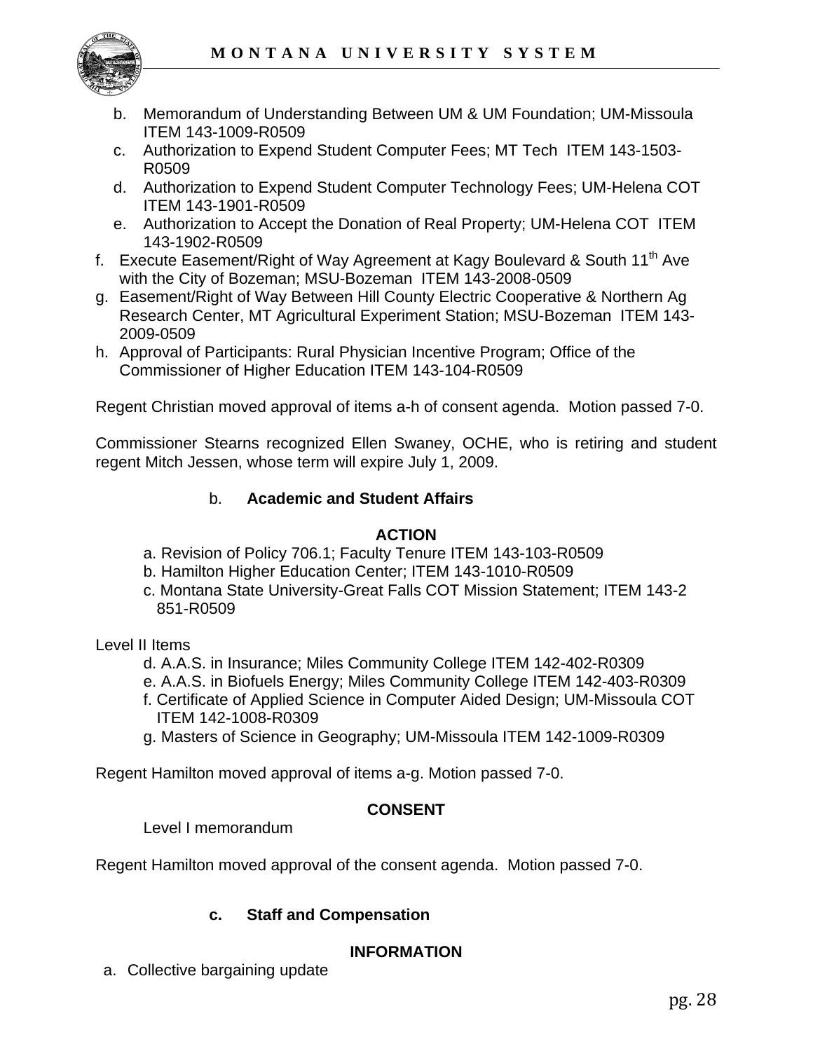b. Memorandum of Understanding Between UM & UM Foundation; UM-Missoula ITEM 143-1009-R0509
c. Authorization to Expend Student Computer Fees; MT Tech ITEM 143-1503-R0509
d. Authorization to Expend Student Computer Technology Fees; UM-Helena COT ITEM 143-1901-R0509
e. Authorization to Accept the Donation of Real Property; UM-Helena COT ITEM 143-1902-R0509
f. Execute Easement/Right of Way Agreement at Kagy Boulevard & South 11th Ave with the City of Bozeman; MSU-Bozeman ITEM 143-2008-0509
g. Easement/Right of Way Between Hill County Electric Cooperative & Northern Ag Research Center, MT Agricultural Experiment Station; MSU-Bozeman ITEM 143-2009-0509
h. Approval of Participants: Rural Physician Incentive Program; Office of the Commissioner of Higher Education ITEM 143-104-R0509

Regent Christian moved approval of items a-h of consent agenda. Motion passed 7-0.

Commissioner Stearns recognized Ellen Swaney, OCHE, who is retiring and student regent Mitch Jessen, whose term will expire July 1, 2009.

### b. Academic and Student Affairs

**ACTION**

a. Revision of Policy 706.1; Faculty Tenure ITEM 143-103-R0509
b. Hamilton Higher Education Center; ITEM 143-1010-R0509
c. Montana State University-Great Falls COT Mission Statement; ITEM 143-2851-R0509

Level II Items

d. A.A.S. in Insurance; Miles Community College ITEM 142-402-R0309
e. A.A.S. in Biofuels Energy; Miles Community College ITEM 142-403-R0309
f. Certificate of Applied Science in Computer Aided Design; UM-Missoula COT ITEM 142-1008-R0309
g. Masters of Science in Geography; UM-Missoula ITEM 142-1009-R0309

Regent Hamilton moved approval of items a-g. Motion passed 7-0.

**CONSENT**

Level I memorandum

Regent Hamilton moved approval of the consent agenda. Motion passed 7-0.

### c. Staff and Compensation

**INFORMATION**

a. Collective bargaining update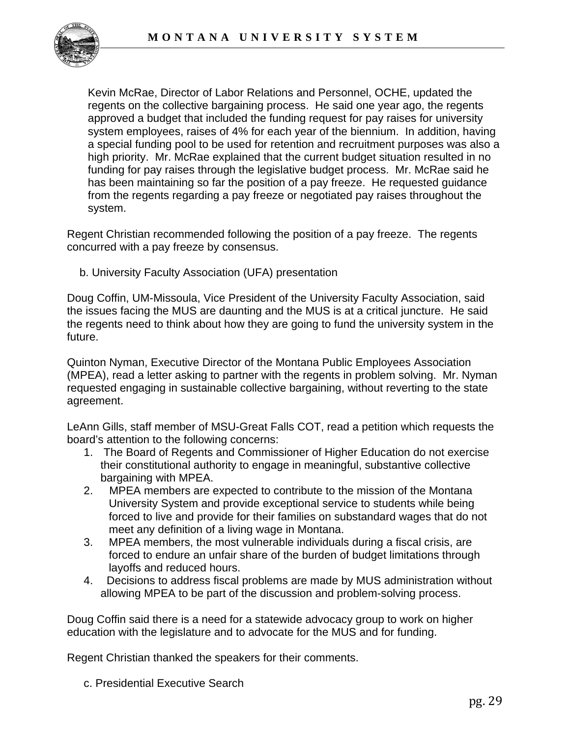Kevin McRae, Director of Labor Relations and Personnel, OCHE, updated the regents on the collective bargaining process. He said one year ago, the regents approved a budget that included the funding request for pay raises for university system employees, raises of 4% for each year of the biennium. In addition, having a special funding pool to be used for retention and recruitment purposes was also a high priority. Mr. McRae explained that the current budget situation resulted in no funding for pay raises through the legislative budget process. Mr. McRae said he has been maintaining so far the position of a pay freeze. He requested guidance from the regents regarding a pay freeze or negotiated pay raises throughout the system.

Regent Christian recommended following the position of a pay freeze. The regents concurred with a pay freeze by consensus.

b. University Faculty Association (UFA) presentation

Doug Coffin, UM-Missoula, Vice President of the University Faculty Association, said the issues facing the MUS are daunting and the MUS is at a critical juncture. He said the regents need to think about how they are going to fund the university system in the future.

Quinton Nyman, Executive Director of the Montana Public Employees Association (MPEA), read a letter asking to partner with the regents in problem solving. Mr. Nyman requested engaging in sustainable collective bargaining, without reverting to the state agreement.

LeAnn Gills, staff member of MSU-Great Falls COT, read a petition which requests the board's attention to the following concerns:

1. The Board of Regents and Commissioner of Higher Education do not exercise their constitutional authority to engage in meaningful, substantive collective bargaining with MPEA.
2. MPEA members are expected to contribute to the mission of the Montana University System and provide exceptional service to students while being forced to live and provide for their families on substandard wages that do not meet any definition of a living wage in Montana.
3. MPEA members, the most vulnerable individuals during a fiscal crisis, are forced to endure an unfair share of the burden of budget limitations through layoffs and reduced hours.
4. Decisions to address fiscal problems are made by MUS administration without allowing MPEA to be part of the discussion and problem-solving process.

Doug Coffin said there is a need for a statewide advocacy group to work on higher education with the legislature and to advocate for the MUS and for funding.

Regent Christian thanked the speakers for their comments.

c. Presidential Executive Search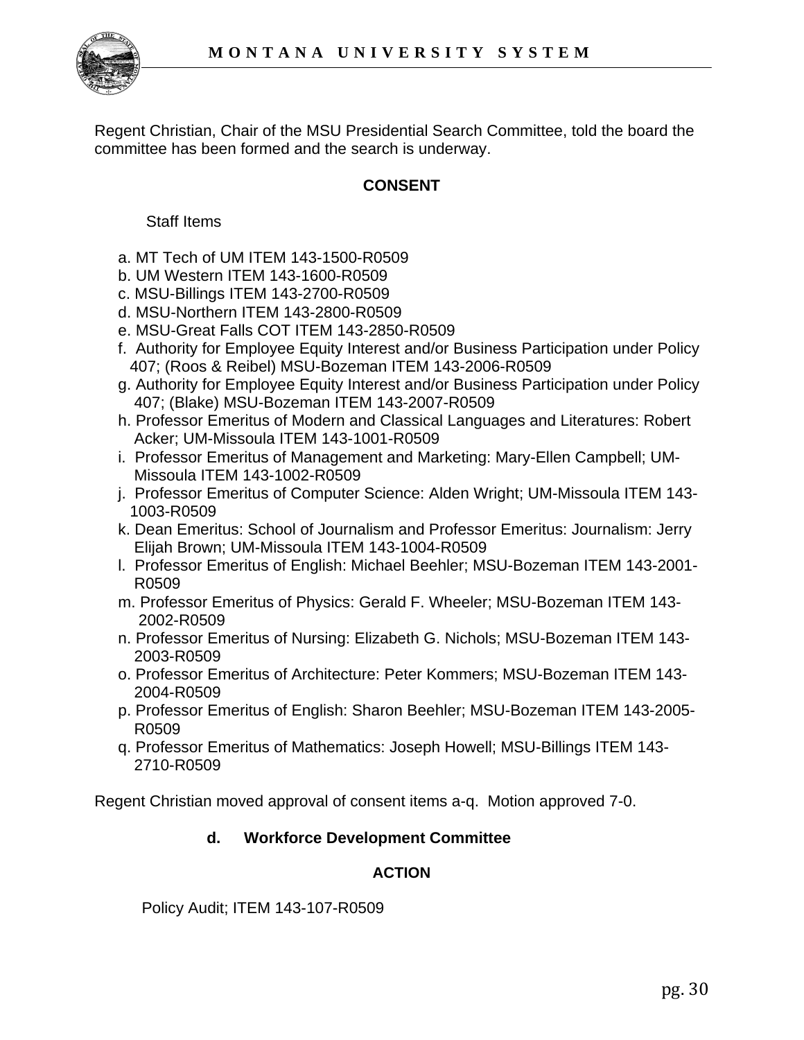Regent Christian, Chair of the MSU Presidential Search Committee, told the board the committee has been formed and the search is underway.

**CONSENT**

Staff Items

a. MT Tech of UM ITEM 143-1500-R0509
b. UM Western ITEM 143-1600-R0509
c. MSU-Billings ITEM 143-2700-R0509
d. MSU-Northern ITEM 143-2800-R0509
e. MSU-Great Falls COT ITEM 143-2850-R0509
f. Authority for Employee Equity Interest and/or Business Participation under Policy 407; (Roos & Reibel) MSU-Bozeman ITEM 143-2006-R0509
g. Authority for Employee Equity Interest and/or Business Participation under Policy 407; (Blake) MSU-Bozeman ITEM 143-2007-R0509
h. Professor Emeritus of Modern and Classical Languages and Literatures: Robert Acker; UM-Missoula ITEM 143-1001-R0509
i. Professor Emeritus of Management and Marketing: Mary-Ellen Campbell; UM-Missoula ITEM 143-1002-R0509
j. Professor Emeritus of Computer Science: Alden Wright; UM-Missoula ITEM 143-1003-R0509
k. Dean Emeritus: School of Journalism and Professor Emeritus: Journalism: Jerry Elijah Brown; UM-Missoula ITEM 143-1004-R0509
l. Professor Emeritus of English: Michael Beehler; MSU-Bozeman ITEM 143-2001-R0509
m. Professor Emeritus of Physics: Gerald F. Wheeler; MSU-Bozeman ITEM 143-2002-R0509
n. Professor Emeritus of Nursing: Elizabeth G. Nichols; MSU-Bozeman ITEM 143-2003-R0509
o. Professor Emeritus of Architecture: Peter Kommers; MSU-Bozeman ITEM 143-2004-R0509
p. Professor Emeritus of English: Sharon Beehler; MSU-Bozeman ITEM 143-2005-R0509
q. Professor Emeritus of Mathematics: Joseph Howell; MSU-Billings ITEM 143-2710-R0509

Regent Christian moved approval of consent items a-q. Motion approved 7-0.

**d. Workforce Development Committee**

**ACTION**

Policy Audit; ITEM 143-107-R0509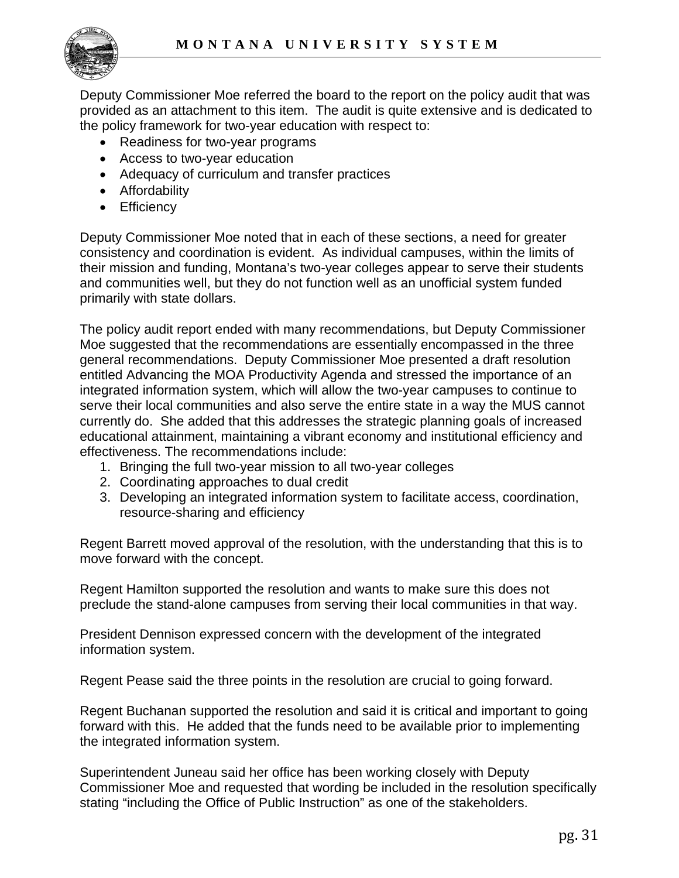Deputy Commissioner Moe referred the board to the report on the policy audit that was provided as an attachment to this item. The audit is quite extensive and is dedicated to the policy framework for two-year education with respect to:

- Readiness for two-year programs
- Access to two-year education
- Adequacy of curriculum and transfer practices
- Affordability
- Efficiency

Deputy Commissioner Moe noted that in each of these sections, a need for greater consistency and coordination is evident. As individual campuses, within the limits of their mission and funding, Montana's two-year colleges appear to serve their students and communities well, but they do not function well as an unofficial system funded primarily with state dollars.

The policy audit report ended with many recommendations, but Deputy Commissioner Moe suggested that the recommendations are essentially encompassed in the three general recommendations. Deputy Commissioner Moe presented a draft resolution entitled Advancing the MOA Productivity Agenda and stressed the importance of an integrated information system, which will allow the two-year campuses to continue to serve their local communities and also serve the entire state in a way the MUS cannot currently do. She added that this addresses the strategic planning goals of increased educational attainment, maintaining a vibrant economy and institutional efficiency and effectiveness. The recommendations include:

1. Bringing the full two-year mission to all two-year colleges
2. Coordinating approaches to dual credit
3. Developing an integrated information system to facilitate access, coordination, resource-sharing and efficiency

Regent Barrett moved approval of the resolution, with the understanding that this is to move forward with the concept.

Regent Hamilton supported the resolution and wants to make sure this does not preclude the stand-alone campuses from serving their local communities in that way.

President Dennison expressed concern with the development of the integrated information system.

Regent Pease said the three points in the resolution are crucial to going forward.

Regent Buchanan supported the resolution and said it is critical and important to going forward with this. He added that the funds need to be available prior to implementing the integrated information system.

Superintendent Juneau said her office has been working closely with Deputy Commissioner Moe and requested that wording be included in the resolution specifically stating "including the Office of Public Instruction" as one of the stakeholders.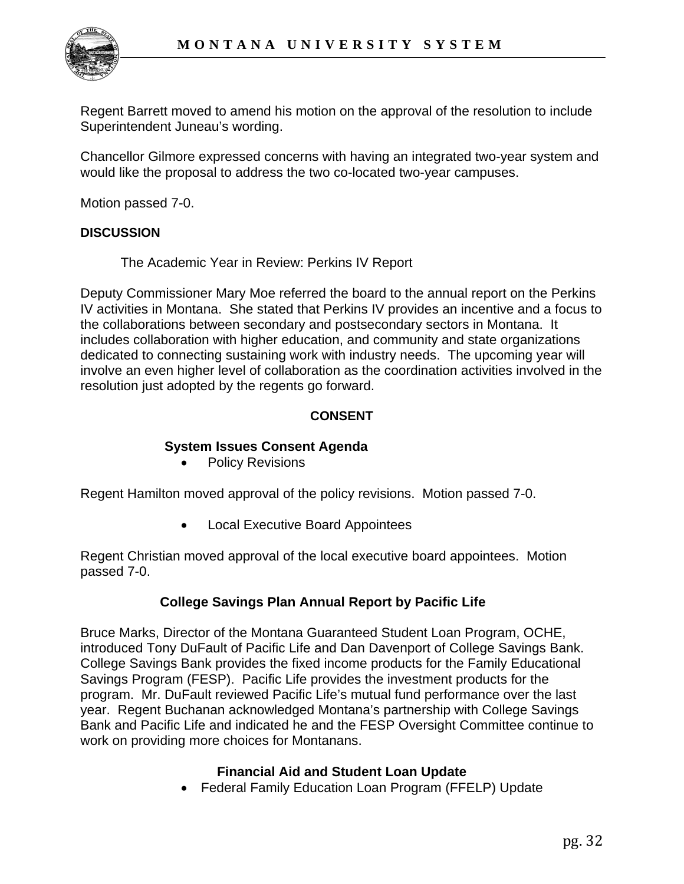Regent Barrett moved to amend his motion on the approval of the resolution to include Superintendent Juneau's wording.

Chancellor Gilmore expressed concerns with having an integrated two-year system and would like the proposal to address the two co-located two-year campuses.

Motion passed 7-0.

**DISCUSSION**

The Academic Year in Review: Perkins IV Report

Deputy Commissioner Mary Moe referred the board to the annual report on the Perkins IV activities in Montana. She stated that Perkins IV provides an incentive and a focus to the collaborations between secondary and postsecondary sectors in Montana. It includes collaboration with higher education, and community and state organizations dedicated to connecting sustaining work with industry needs. The upcoming year will involve an even higher level of collaboration as the coordination activities involved in the resolution just adopted by the regents go forward.

**CONSENT**

**System Issues Consent Agenda**

- Policy Revisions

Regent Hamilton moved approval of the policy revisions. Motion passed 7-0.

- Local Executive Board Appointees

Regent Christian moved approval of the local executive board appointees. Motion passed 7-0.

**College Savings Plan Annual Report by Pacific Life**

Bruce Marks, Director of the Montana Guaranteed Student Loan Program, OCHE, introduced Tony DuFault of Pacific Life and Dan Davenport of College Savings Bank. College Savings Bank provides the fixed income products for the Family Educational Savings Program (FESP). Pacific Life provides the investment products for the program. Mr. DuFault reviewed Pacific Life's mutual fund performance over the last year. Regent Buchanan acknowledged Montana's partnership with College Savings Bank and Pacific Life and indicated he and the FESP Oversight Committee continue to work on providing more choices for Montanans.

**Financial Aid and Student Loan Update**

- Federal Family Education Loan Program (FFELP) Update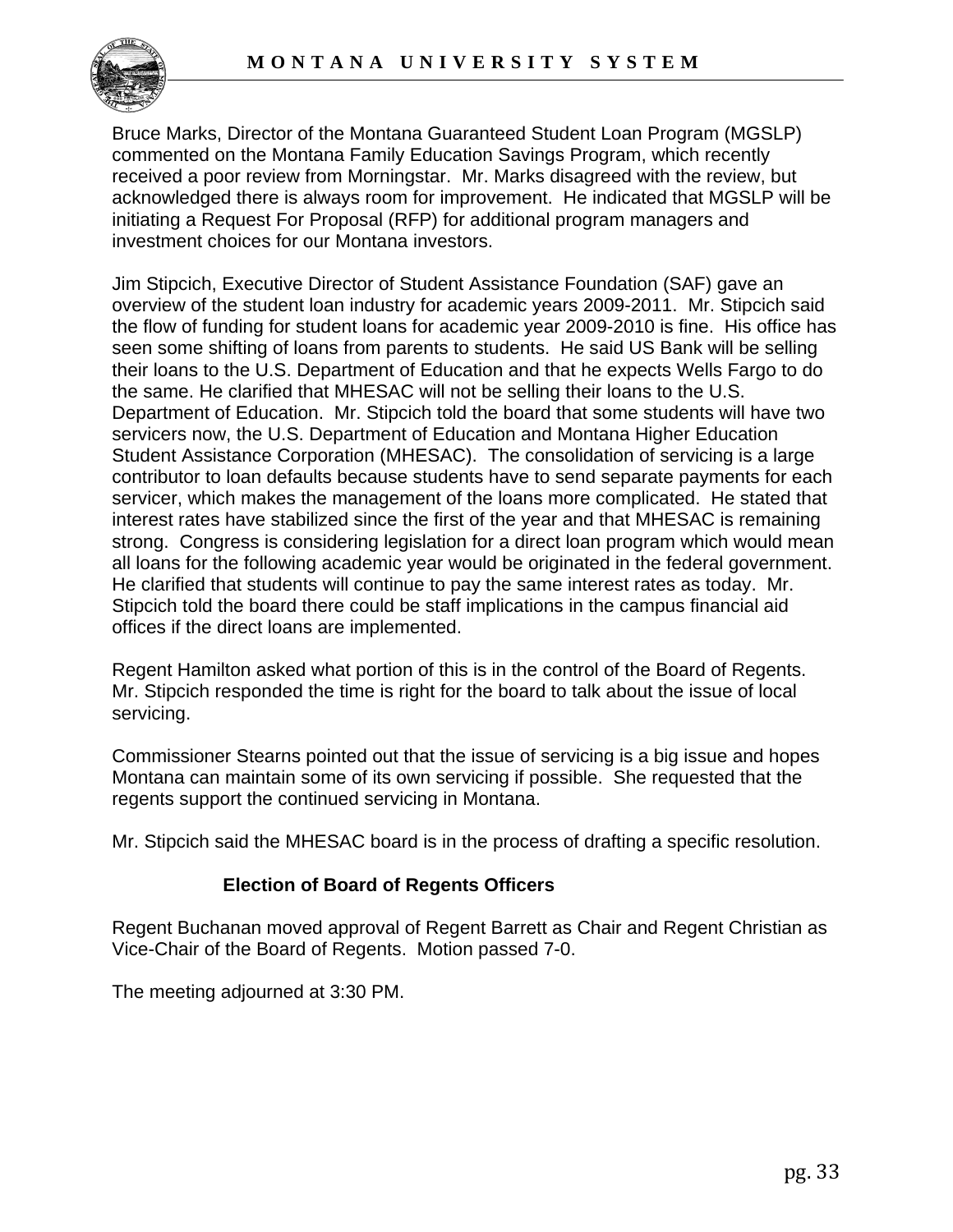Bruce Marks, Director of the Montana Guaranteed Student Loan Program (MGSLP) commented on the Montana Family Education Savings Program, which recently received a poor review from Morningstar. Mr. Marks disagreed with the review, but acknowledged there is always room for improvement. He indicated that MGSLP will be initiating a Request For Proposal (RFP) for additional program managers and investment choices for our Montana investors.

Jim Stipcich, Executive Director of Student Assistance Foundation (SAF) gave an overview of the student loan industry for academic years 2009-2011. Mr. Stipcich said the flow of funding for student loans for academic year 2009-2010 is fine. His office has seen some shifting of loans from parents to students. He said US Bank will be selling their loans to the U.S. Department of Education and that he expects Wells Fargo to do the same. He clarified that MHESAC will not be selling their loans to the U.S. Department of Education. Mr. Stipcich told the board that some students will have two servicers now, the U.S. Department of Education and Montana Higher Education Student Assistance Corporation (MHESAC). The consolidation of servicing is a large contributor to loan defaults because students have to send separate payments for each servicer, which makes the management of the loans more complicated. He stated that interest rates have stabilized since the first of the year and that MHESAC is remaining strong. Congress is considering legislation for a direct loan program which would mean all loans for the following academic year would be originated in the federal government. He clarified that students will continue to pay the same interest rates as today. Mr. Stipcich told the board there could be staff implications in the campus financial aid offices if the direct loans are implemented.

Regent Hamilton asked what portion of this is in the control of the Board of Regents. Mr. Stipcich responded the time is right for the board to talk about the issue of local servicing.

Commissioner Stearns pointed out that the issue of servicing is a big issue and hopes Montana can maintain some of its own servicing if possible. She requested that the regents support the continued servicing in Montana.

Mr. Stipcich said the MHESAC board is in the process of drafting a specific resolution.

**Election of Board of Regents Officers**

Regent Buchanan moved approval of Regent Barrett as Chair and Regent Christian as Vice-Chair of the Board of Regents. Motion passed 7-0.

The meeting adjourned at 3:30 PM.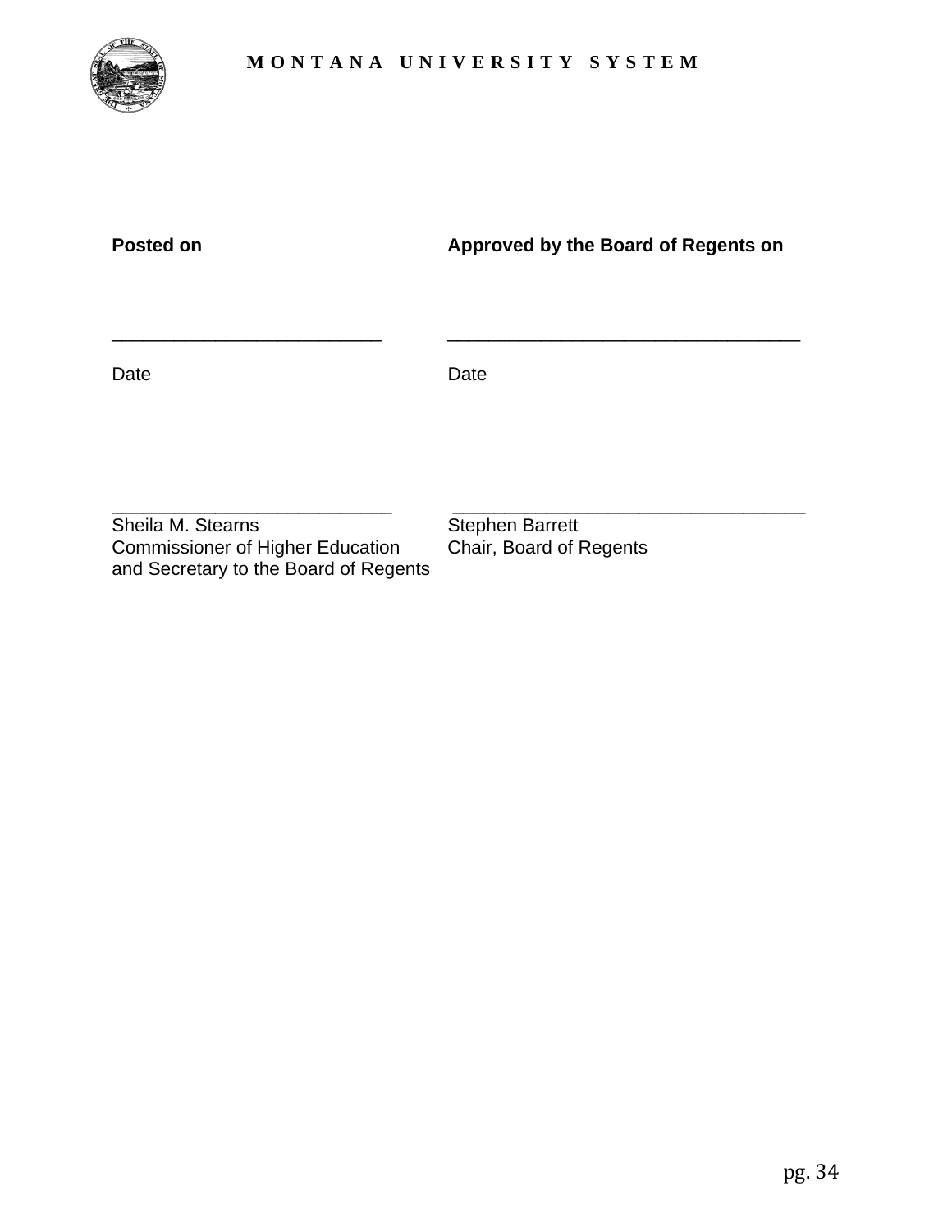**Posted on** **Approved by the Board of Regents on**

___________________________ ___________________________________

Date Date

____________________________ ___________________________________

Sheila M. Stearns
Commissioner of Higher Education
and Secretary to the Board of Regents

Stephen Barrett
Chair, Board of Regents